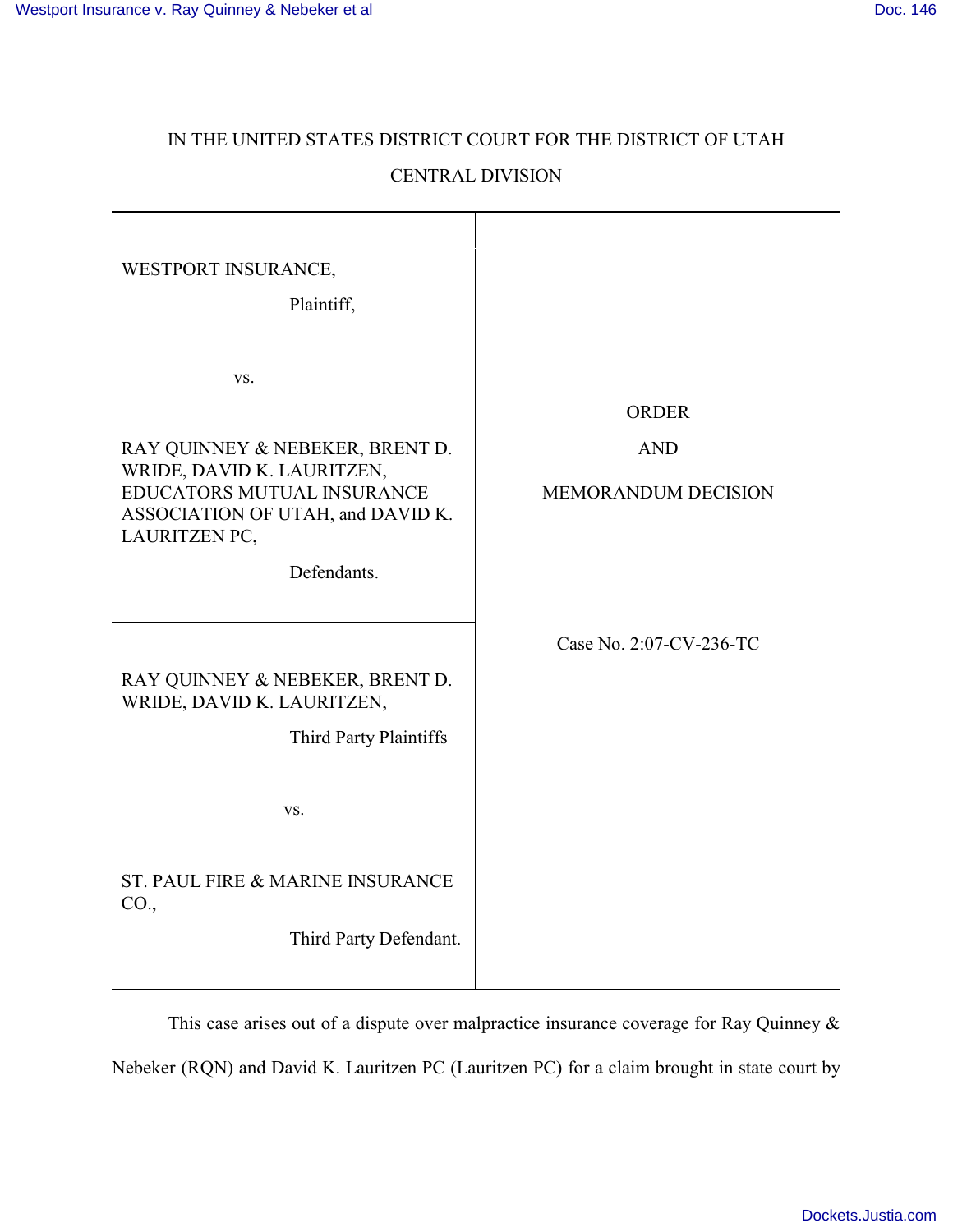IN THE UNITED STATES DISTRICT COURT FOR THE DISTRICT OF UTAH

CENTRAL DIVISION

| | |
|---|---|
| WESTPORT INSURANCE,<br><br>Plaintiff,<br><br>vs.<br><br>RAY QUINNEY & NEBEKER, BRENT D. WRIDE, DAVID K. LAURITZEN, EDUCATORS MUTUAL INSURANCE ASSOCIATION OF UTAH, and DAVID K. LAURITZEN PC,<br><br>Defendants. | ORDER<br><br>AND<br><br>MEMORANDUM DECISION |
| RAY QUINNEY & NEBEKER, BRENT D. WRIDE, DAVID K. LAURITZEN,<br><br>Third Party Plaintiffs<br><br>vs.<br><br>ST. PAUL FIRE & MARINE INSURANCE CO.,<br><br>Third Party Defendant. | Case No. 2:07-CV-236-TC |

This case arises out of a dispute over malpractice insurance coverage for Ray Quinney & Nebeker (RQN) and David K. Lauritzen PC (Lauritzen PC) for a claim brought in state court by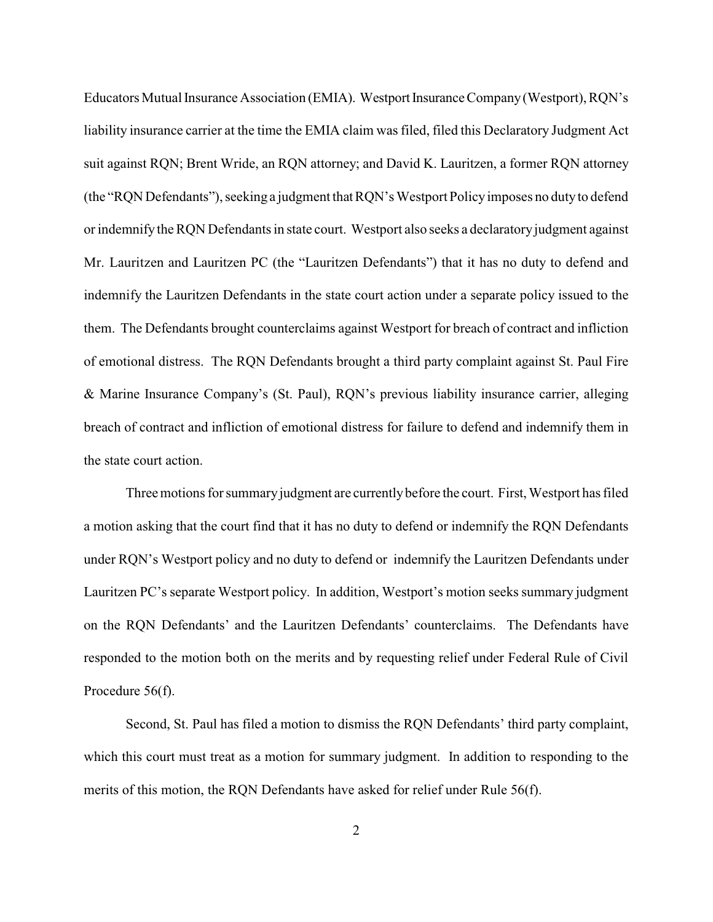Educators Mutual Insurance Association (EMIA). Westport Insurance Company (Westport), RQN's liability insurance carrier at the time the EMIA claim was filed, filed this Declaratory Judgment Act suit against RQN; Brent Wride, an RQN attorney; and David K. Lauritzen, a former RQN attorney (the "RQN Defendants"), seeking a judgment that RQN's Westport Policy imposes no duty to defend or indemnify the RQN Defendants in state court. Westport also seeks a declaratory judgment against Mr. Lauritzen and Lauritzen PC (the "Lauritzen Defendants") that it has no duty to defend and indemnify the Lauritzen Defendants in the state court action under a separate policy issued to the them. The Defendants brought counterclaims against Westport for breach of contract and infliction of emotional distress. The RQN Defendants brought a third party complaint against St. Paul Fire & Marine Insurance Company's (St. Paul), RQN's previous liability insurance carrier, alleging breach of contract and infliction of emotional distress for failure to defend and indemnify them in the state court action.

Three motions for summary judgment are currently before the court. First, Westport has filed a motion asking that the court find that it has no duty to defend or indemnify the RQN Defendants under RQN's Westport policy and no duty to defend or indemnify the Lauritzen Defendants under Lauritzen PC's separate Westport policy. In addition, Westport's motion seeks summary judgment on the RQN Defendants' and the Lauritzen Defendants' counterclaims. The Defendants have responded to the motion both on the merits and by requesting relief under Federal Rule of Civil Procedure 56(f).

Second, St. Paul has filed a motion to dismiss the RQN Defendants' third party complaint, which this court must treat as a motion for summary judgment. In addition to responding to the merits of this motion, the RQN Defendants have asked for relief under Rule 56(f).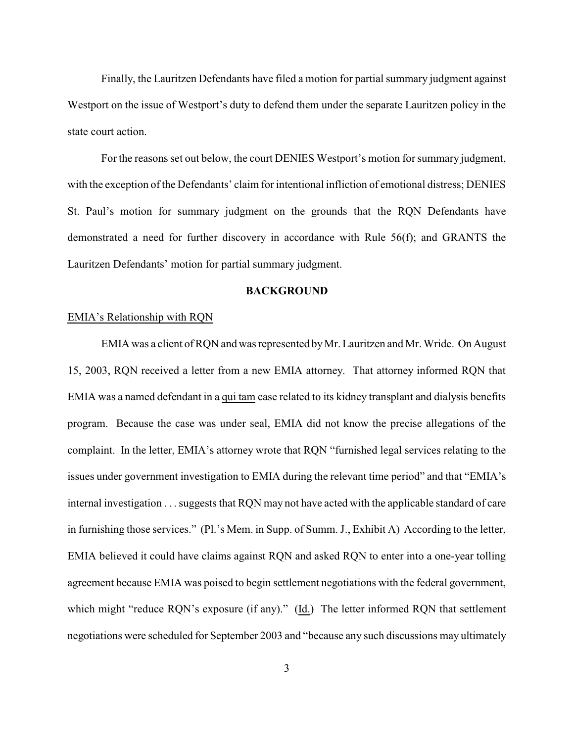Finally, the Lauritzen Defendants have filed a motion for partial summary judgment against Westport on the issue of Westport's duty to defend them under the separate Lauritzen policy in the state court action.

For the reasons set out below, the court DENIES Westport's motion for summary judgment, with the exception of the Defendants' claim for intentional infliction of emotional distress; DENIES St. Paul's motion for summary judgment on the grounds that the RQN Defendants have demonstrated a need for further discovery in accordance with Rule 56(f); and GRANTS the Lauritzen Defendants' motion for partial summary judgment.

## BACKGROUND

### EMIA's Relationship with RQN

EMIA was a client of RQN and was represented by Mr. Lauritzen and Mr. Wride. On August 15, 2003, RQN received a letter from a new EMIA attorney. That attorney informed RQN that EMIA was a named defendant in a qui tam case related to its kidney transplant and dialysis benefits program. Because the case was under seal, EMIA did not know the precise allegations of the complaint. In the letter, EMIA's attorney wrote that RQN "furnished legal services relating to the issues under government investigation to EMIA during the relevant time period" and that "EMIA's internal investigation . . . suggests that RQN may not have acted with the applicable standard of care in furnishing those services." (Pl.'s Mem. in Supp. of Summ. J., Exhibit A) According to the letter, EMIA believed it could have claims against RQN and asked RQN to enter into a one-year tolling agreement because EMIA was poised to begin settlement negotiations with the federal government, which might "reduce RQN's exposure (if any)." (Id.) The letter informed RQN that settlement negotiations were scheduled for September 2003 and "because any such discussions may ultimately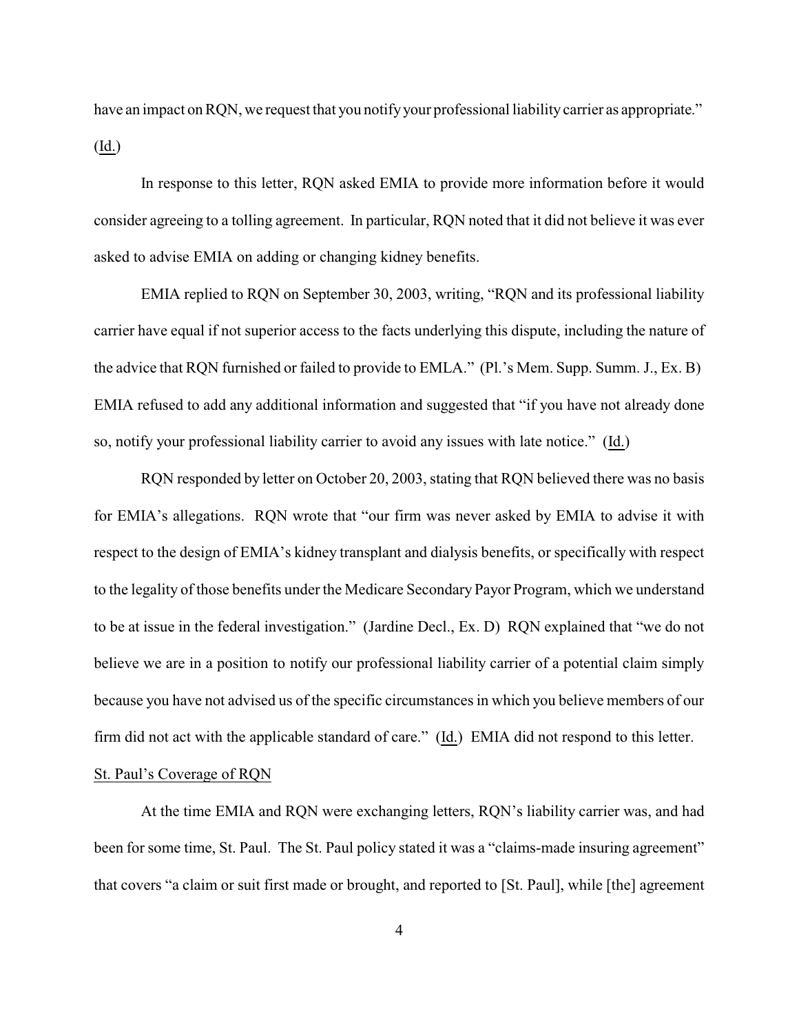have an impact on RQN, we request that you notify your professional liability carrier as appropriate." (Id.)

In response to this letter, RQN asked EMIA to provide more information before it would consider agreeing to a tolling agreement. In particular, RQN noted that it did not believe it was ever asked to advise EMIA on adding or changing kidney benefits.

EMIA replied to RQN on September 30, 2003, writing, "RQN and its professional liability carrier have equal if not superior access to the facts underlying this dispute, including the nature of the advice that RQN furnished or failed to provide to EMLA." (Pl.'s Mem. Supp. Summ. J., Ex. B) EMIA refused to add any additional information and suggested that "if you have not already done so, notify your professional liability carrier to avoid any issues with late notice." (Id.)

RQN responded by letter on October 20, 2003, stating that RQN believed there was no basis for EMIA's allegations. RQN wrote that "our firm was never asked by EMIA to advise it with respect to the design of EMIA's kidney transplant and dialysis benefits, or specifically with respect to the legality of those benefits under the Medicare Secondary Payor Program, which we understand to be at issue in the federal investigation." (Jardine Decl., Ex. D) RQN explained that "we do not believe we are in a position to notify our professional liability carrier of a potential claim simply because you have not advised us of the specific circumstances in which you believe members of our firm did not act with the applicable standard of care." (Id.) EMIA did not respond to this letter.

St. Paul's Coverage of RQN

At the time EMIA and RQN were exchanging letters, RQN's liability carrier was, and had been for some time, St. Paul. The St. Paul policy stated it was a "claims-made insuring agreement" that covers "a claim or suit first made or brought, and reported to [St. Paul], while [the] agreement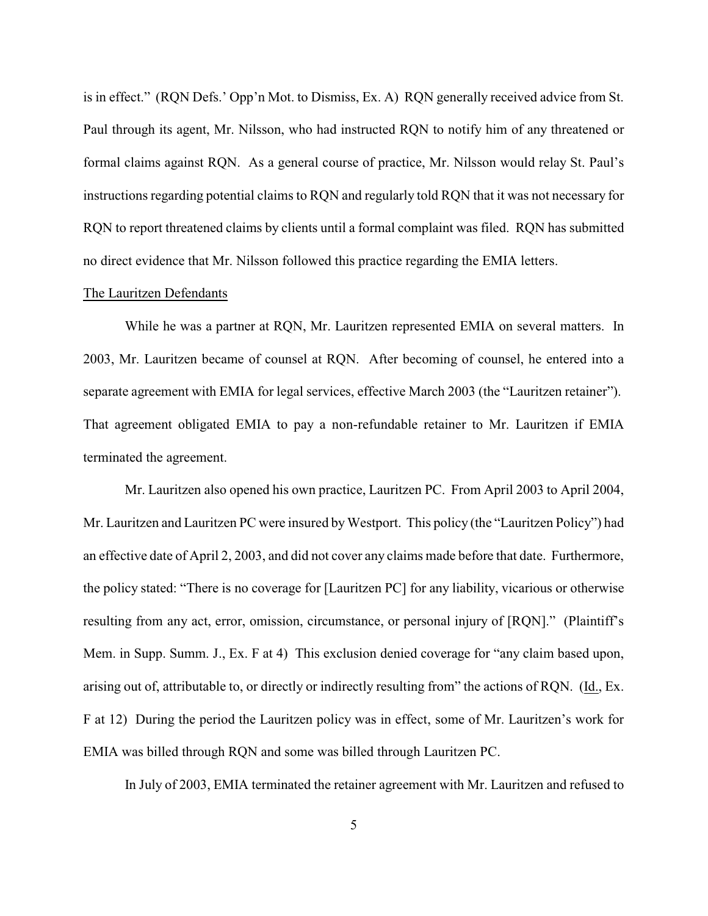is in effect." (RQN Defs.' Opp'n Mot. to Dismiss, Ex. A) RQN generally received advice from St. Paul through its agent, Mr. Nilsson, who had instructed RQN to notify him of any threatened or formal claims against RQN. As a general course of practice, Mr. Nilsson would relay St. Paul's instructions regarding potential claims to RQN and regularly told RQN that it was not necessary for RQN to report threatened claims by clients until a formal complaint was filed. RQN has submitted no direct evidence that Mr. Nilsson followed this practice regarding the EMIA letters.

The Lauritzen Defendants

While he was a partner at RQN, Mr. Lauritzen represented EMIA on several matters. In 2003, Mr. Lauritzen became of counsel at RQN. After becoming of counsel, he entered into a separate agreement with EMIA for legal services, effective March 2003 (the "Lauritzen retainer"). That agreement obligated EMIA to pay a non-refundable retainer to Mr. Lauritzen if EMIA terminated the agreement.

Mr. Lauritzen also opened his own practice, Lauritzen PC. From April 2003 to April 2004, Mr. Lauritzen and Lauritzen PC were insured by Westport. This policy (the "Lauritzen Policy") had an effective date of April 2, 2003, and did not cover any claims made before that date. Furthermore, the policy stated: "There is no coverage for [Lauritzen PC] for any liability, vicarious or otherwise resulting from any act, error, omission, circumstance, or personal injury of [RQN]." (Plaintiff's Mem. in Supp. Summ. J., Ex. F at 4) This exclusion denied coverage for "any claim based upon, arising out of, attributable to, or directly or indirectly resulting from" the actions of RQN. (Id., Ex. F at 12) During the period the Lauritzen policy was in effect, some of Mr. Lauritzen's work for EMIA was billed through RQN and some was billed through Lauritzen PC.

In July of 2003, EMIA terminated the retainer agreement with Mr. Lauritzen and refused to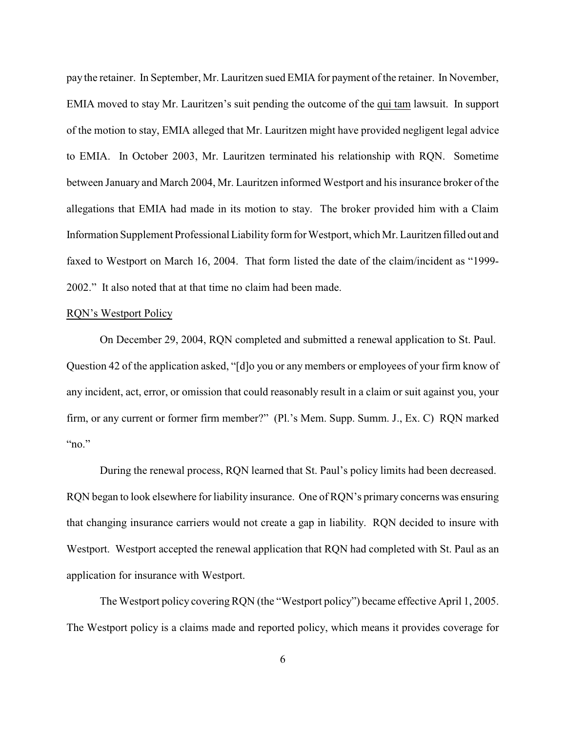pay the retainer. In September, Mr. Lauritzen sued EMIA for payment of the retainer. In November, EMIA moved to stay Mr. Lauritzen's suit pending the outcome of the qui tam lawsuit. In support of the motion to stay, EMIA alleged that Mr. Lauritzen might have provided negligent legal advice to EMIA. In October 2003, Mr. Lauritzen terminated his relationship with RQN. Sometime between January and March 2004, Mr. Lauritzen informed Westport and his insurance broker of the allegations that EMIA had made in its motion to stay. The broker provided him with a Claim Information Supplement Professional Liability form for Westport, which Mr. Lauritzen filled out and faxed to Westport on March 16, 2004. That form listed the date of the claim/incident as "1999-2002." It also noted that at that time no claim had been made.

RQN's Westport Policy

On December 29, 2004, RQN completed and submitted a renewal application to St. Paul. Question 42 of the application asked, "[d]o you or any members or employees of your firm know of any incident, act, error, or omission that could reasonably result in a claim or suit against you, your firm, or any current or former firm member?" (Pl.'s Mem. Supp. Summ. J., Ex. C) RQN marked "no."

During the renewal process, RQN learned that St. Paul's policy limits had been decreased. RQN began to look elsewhere for liability insurance. One of RQN's primary concerns was ensuring that changing insurance carriers would not create a gap in liability. RQN decided to insure with Westport. Westport accepted the renewal application that RQN had completed with St. Paul as an application for insurance with Westport.

The Westport policy covering RQN (the "Westport policy") became effective April 1, 2005. The Westport policy is a claims made and reported policy, which means it provides coverage for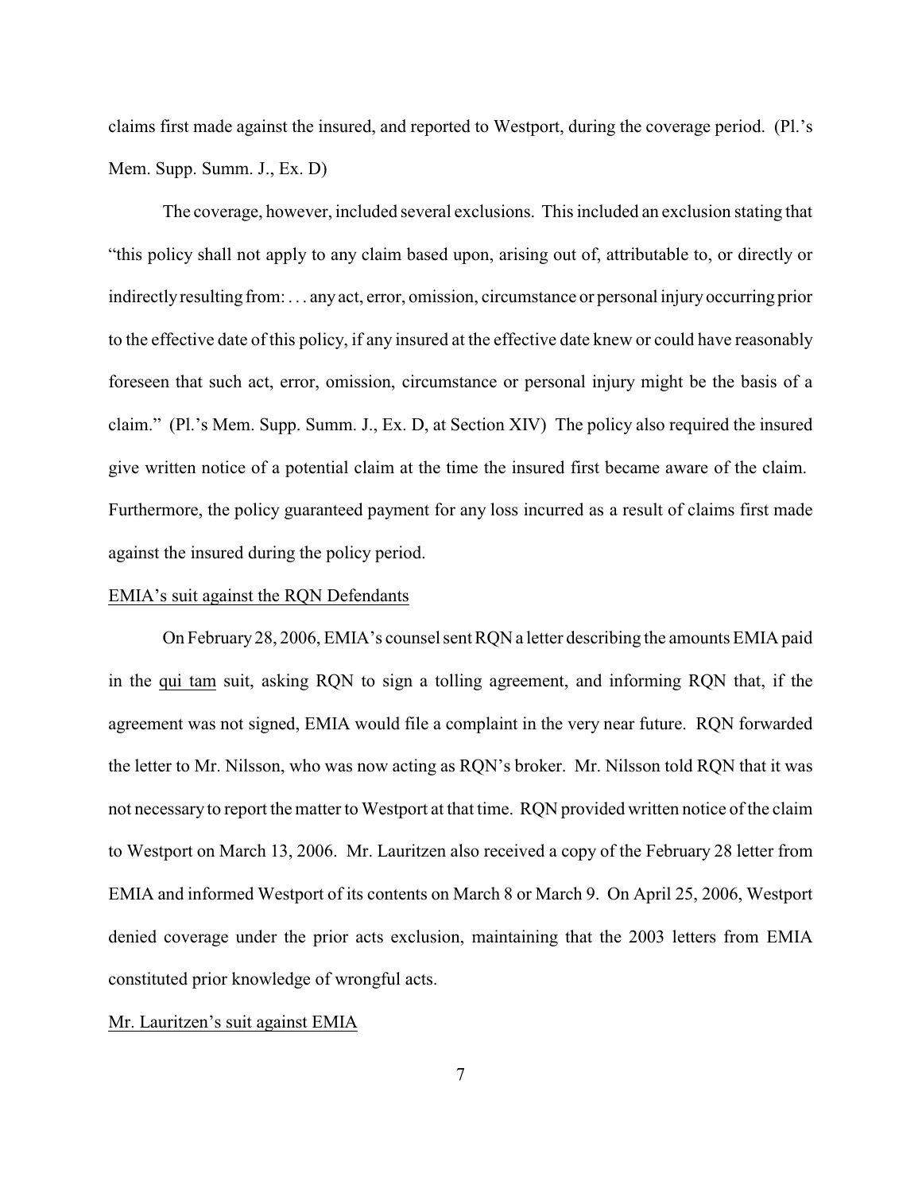claims first made against the insured, and reported to Westport, during the coverage period. (Pl.'s Mem. Supp. Summ. J., Ex. D)

The coverage, however, included several exclusions. This included an exclusion stating that "this policy shall not apply to any claim based upon, arising out of, attributable to, or directly or indirectly resulting from: . . . any act, error, omission, circumstance or personal injury occurring prior to the effective date of this policy, if any insured at the effective date knew or could have reasonably foreseen that such act, error, omission, circumstance or personal injury might be the basis of a claim." (Pl.'s Mem. Supp. Summ. J., Ex. D, at Section XIV) The policy also required the insured give written notice of a potential claim at the time the insured first became aware of the claim. Furthermore, the policy guaranteed payment for any loss incurred as a result of claims first made against the insured during the policy period.

<u>EMIA's suit against the RQN Defendants</u>

On February 28, 2006, EMIA's counsel sent RQN a letter describing the amounts EMIA paid in the <u>qui tam</u> suit, asking RQN to sign a tolling agreement, and informing RQN that, if the agreement was not signed, EMIA would file a complaint in the very near future. RQN forwarded the letter to Mr. Nilsson, who was now acting as RQN's broker. Mr. Nilsson told RQN that it was not necessary to report the matter to Westport at that time. RQN provided written notice of the claim to Westport on March 13, 2006. Mr. Lauritzen also received a copy of the February 28 letter from EMIA and informed Westport of its contents on March 8 or March 9. On April 25, 2006, Westport denied coverage under the prior acts exclusion, maintaining that the 2003 letters from EMIA constituted prior knowledge of wrongful acts.

<u>Mr. Lauritzen's suit against EMIA</u>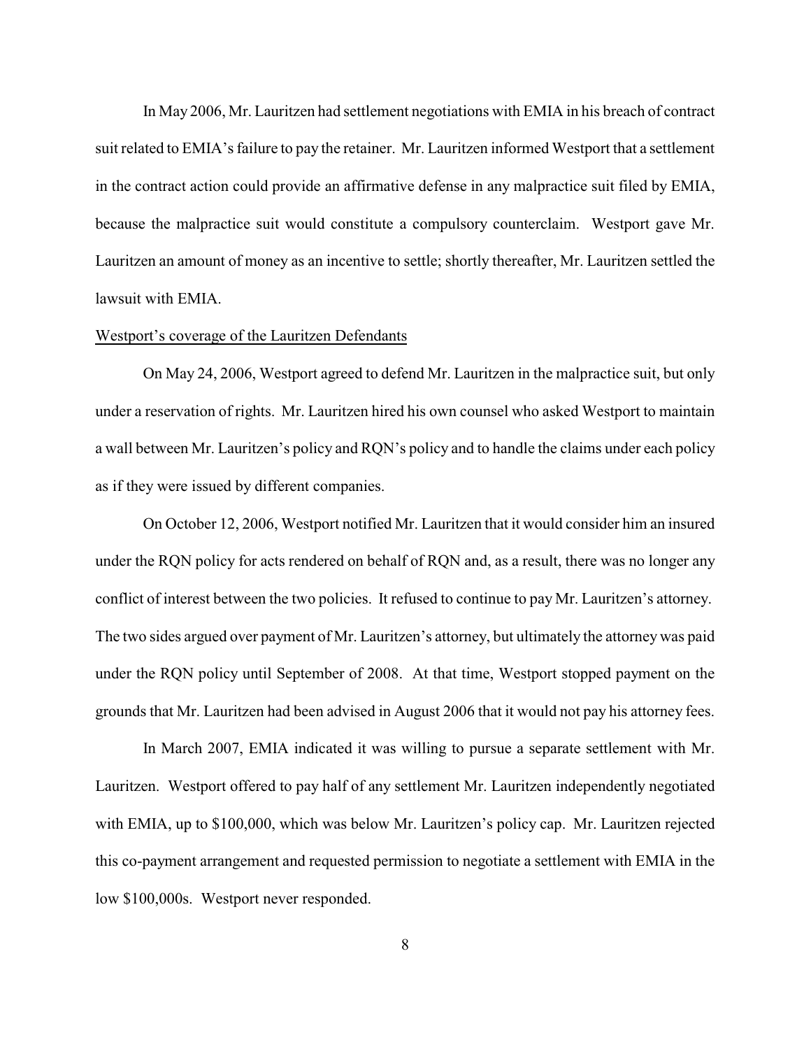In May 2006, Mr. Lauritzen had settlement negotiations with EMIA in his breach of contract suit related to EMIA's failure to pay the retainer. Mr. Lauritzen informed Westport that a settlement in the contract action could provide an affirmative defense in any malpractice suit filed by EMIA, because the malpractice suit would constitute a compulsory counterclaim. Westport gave Mr. Lauritzen an amount of money as an incentive to settle; shortly thereafter, Mr. Lauritzen settled the lawsuit with EMIA.

Westport's coverage of the Lauritzen Defendants

On May 24, 2006, Westport agreed to defend Mr. Lauritzen in the malpractice suit, but only under a reservation of rights. Mr. Lauritzen hired his own counsel who asked Westport to maintain a wall between Mr. Lauritzen's policy and RQN's policy and to handle the claims under each policy as if they were issued by different companies.

On October 12, 2006, Westport notified Mr. Lauritzen that it would consider him an insured under the RQN policy for acts rendered on behalf of RQN and, as a result, there was no longer any conflict of interest between the two policies. It refused to continue to pay Mr. Lauritzen's attorney. The two sides argued over payment of Mr. Lauritzen's attorney, but ultimately the attorney was paid under the RQN policy until September of 2008. At that time, Westport stopped payment on the grounds that Mr. Lauritzen had been advised in August 2006 that it would not pay his attorney fees.

In March 2007, EMIA indicated it was willing to pursue a separate settlement with Mr. Lauritzen. Westport offered to pay half of any settlement Mr. Lauritzen independently negotiated with EMIA, up to \$100,000, which was below Mr. Lauritzen's policy cap. Mr. Lauritzen rejected this co-payment arrangement and requested permission to negotiate a settlement with EMIA in the low \$100,000s. Westport never responded.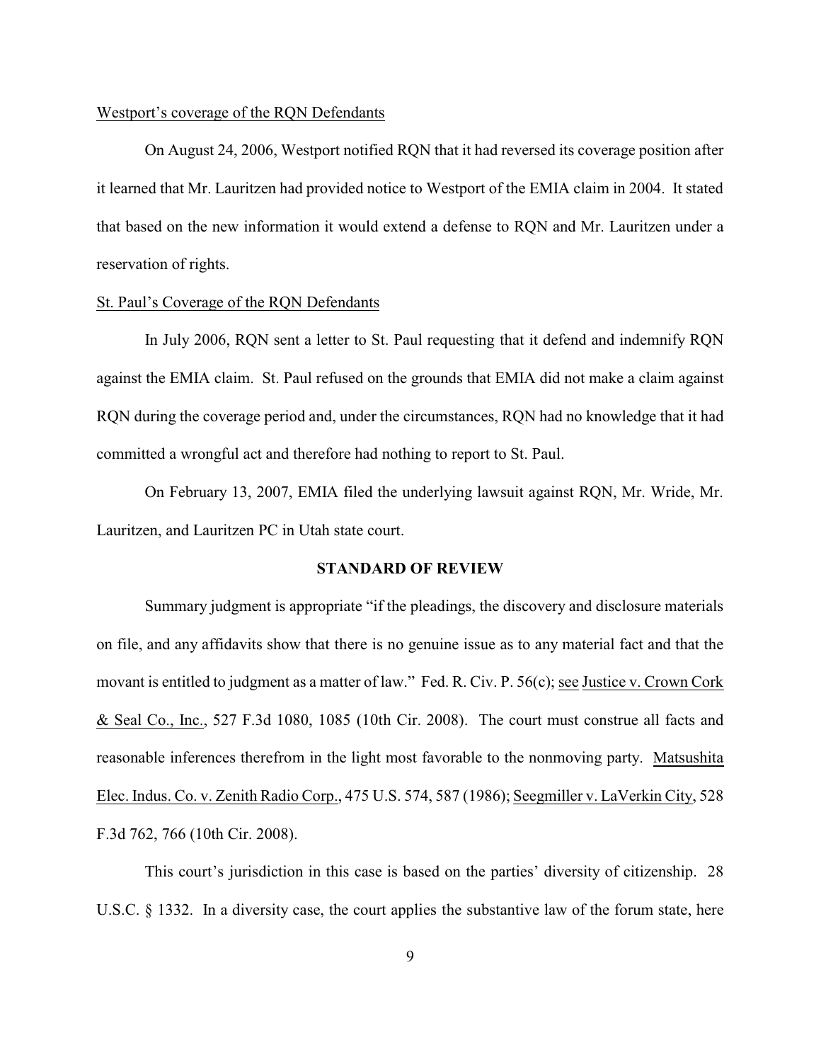Westport's coverage of the RQN Defendants

On August 24, 2006, Westport notified RQN that it had reversed its coverage position after it learned that Mr. Lauritzen had provided notice to Westport of the EMIA claim in 2004. It stated that based on the new information it would extend a defense to RQN and Mr. Lauritzen under a reservation of rights.

St. Paul's Coverage of the RQN Defendants

In July 2006, RQN sent a letter to St. Paul requesting that it defend and indemnify RQN against the EMIA claim. St. Paul refused on the grounds that EMIA did not make a claim against RQN during the coverage period and, under the circumstances, RQN had no knowledge that it had committed a wrongful act and therefore had nothing to report to St. Paul.

On February 13, 2007, EMIA filed the underlying lawsuit against RQN, Mr. Wride, Mr. Lauritzen, and Lauritzen PC in Utah state court.

**STANDARD OF REVIEW**

Summary judgment is appropriate "if the pleadings, the discovery and disclosure materials on file, and any affidavits show that there is no genuine issue as to any material fact and that the movant is entitled to judgment as a matter of law." Fed. R. Civ. P. 56(c); see Justice v. Crown Cork & Seal Co., Inc., 527 F.3d 1080, 1085 (10th Cir. 2008). The court must construe all facts and reasonable inferences therefrom in the light most favorable to the nonmoving party. Matsushita Elec. Indus. Co. v. Zenith Radio Corp., 475 U.S. 574, 587 (1986); Seegmiller v. LaVerkin City, 528 F.3d 762, 766 (10th Cir. 2008).

This court's jurisdiction in this case is based on the parties' diversity of citizenship. 28 U.S.C. § 1332. In a diversity case, the court applies the substantive law of the forum state, here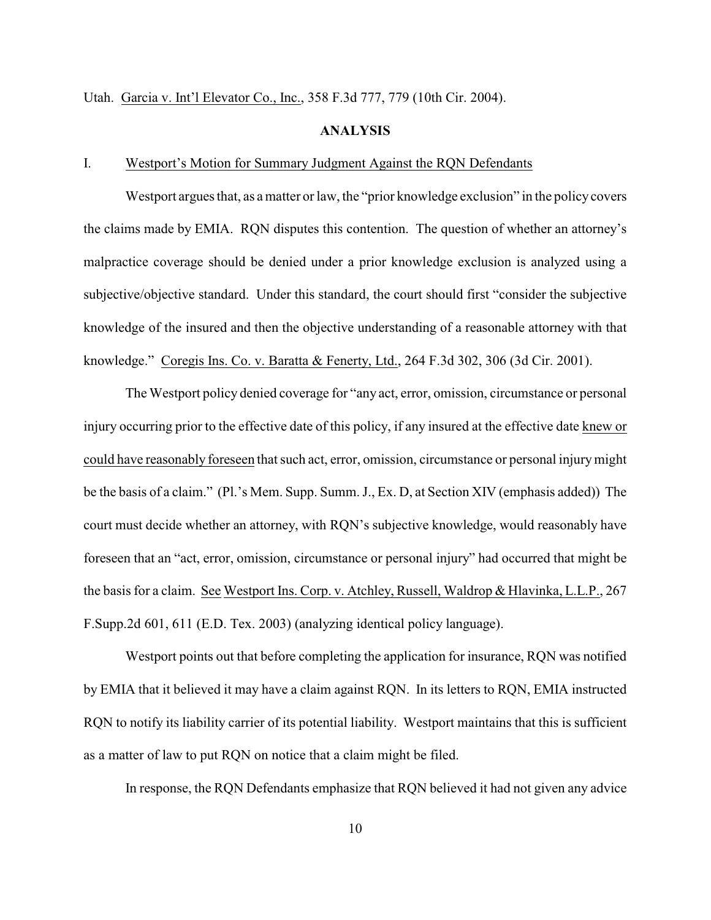Utah. Garcia v. Int'l Elevator Co., Inc., 358 F.3d 777, 779 (10th Cir. 2004).

## ANALYSIS

### I. Westport's Motion for Summary Judgment Against the RQN Defendants

Westport argues that, as a matter or law, the "prior knowledge exclusion" in the policy covers the claims made by EMIA. RQN disputes this contention. The question of whether an attorney's malpractice coverage should be denied under a prior knowledge exclusion is analyzed using a subjective/objective standard. Under this standard, the court should first "consider the subjective knowledge of the insured and then the objective understanding of a reasonable attorney with that knowledge." Coregis Ins. Co. v. Baratta & Fenerty, Ltd., 264 F.3d 302, 306 (3d Cir. 2001).

The Westport policy denied coverage for "any act, error, omission, circumstance or personal injury occurring prior to the effective date of this policy, if any insured at the effective date knew or could have reasonably foreseen that such act, error, omission, circumstance or personal injury might be the basis of a claim." (Pl.'s Mem. Supp. Summ. J., Ex. D, at Section XIV (emphasis added)) The court must decide whether an attorney, with RQN's subjective knowledge, would reasonably have foreseen that an "act, error, omission, circumstance or personal injury" had occurred that might be the basis for a claim. See Westport Ins. Corp. v. Atchley, Russell, Waldrop & Hlavinka, L.L.P., 267 F.Supp.2d 601, 611 (E.D. Tex. 2003) (analyzing identical policy language).

Westport points out that before completing the application for insurance, RQN was notified by EMIA that it believed it may have a claim against RQN. In its letters to RQN, EMIA instructed RQN to notify its liability carrier of its potential liability. Westport maintains that this is sufficient as a matter of law to put RQN on notice that a claim might be filed.

In response, the RQN Defendants emphasize that RQN believed it had not given any advice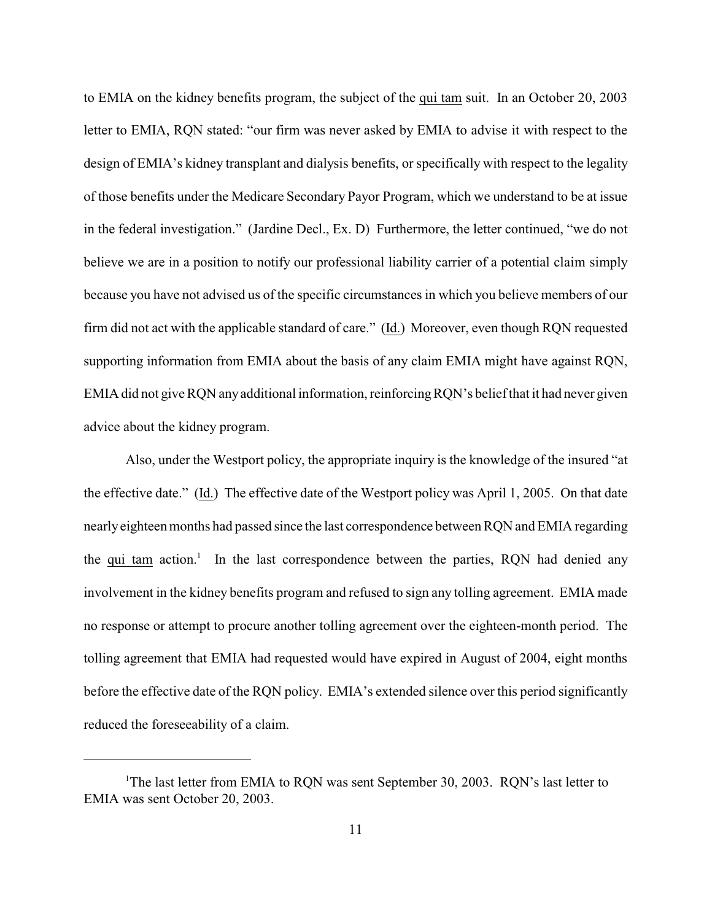to EMIA on the kidney benefits program, the subject of the qui tam suit. In an October 20, 2003 letter to EMIA, RQN stated: "our firm was never asked by EMIA to advise it with respect to the design of EMIA's kidney transplant and dialysis benefits, or specifically with respect to the legality of those benefits under the Medicare Secondary Payor Program, which we understand to be at issue in the federal investigation." (Jardine Decl., Ex. D) Furthermore, the letter continued, "we do not believe we are in a position to notify our professional liability carrier of a potential claim simply because you have not advised us of the specific circumstances in which you believe members of our firm did not act with the applicable standard of care." (Id.) Moreover, even though RQN requested supporting information from EMIA about the basis of any claim EMIA might have against RQN, EMIA did not give RQN any additional information, reinforcing RQN's belief that it had never given advice about the kidney program.

Also, under the Westport policy, the appropriate inquiry is the knowledge of the insured "at the effective date." (Id.) The effective date of the Westport policy was April 1, 2005. On that date nearly eighteen months had passed since the last correspondence between RQN and EMIA regarding the qui tam action.[1] In the last correspondence between the parties, RQN had denied any involvement in the kidney benefits program and refused to sign any tolling agreement. EMIA made no response or attempt to procure another tolling agreement over the eighteen-month period. The tolling agreement that EMIA had requested would have expired in August of 2004, eight months before the effective date of the RQN policy. EMIA's extended silence over this period significantly reduced the foreseeability of a claim.

---

[1] The last letter from EMIA to RQN was sent September 30, 2003. RQN's last letter to EMIA was sent October 20, 2003.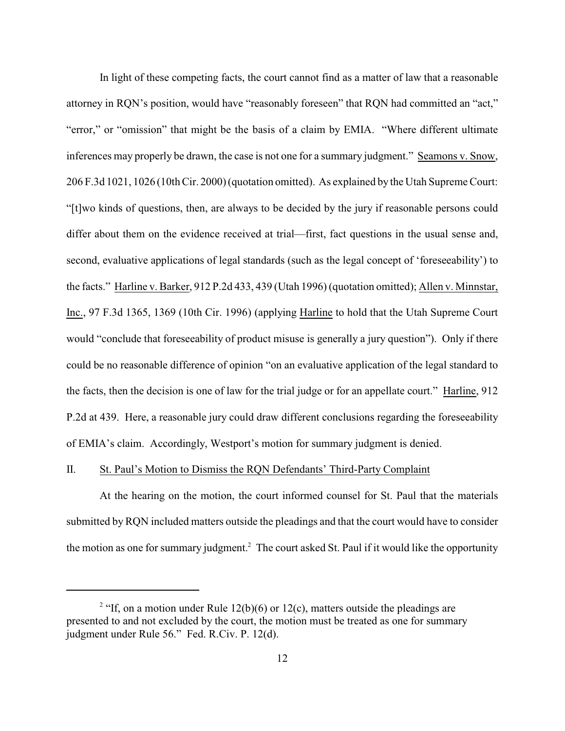In light of these competing facts, the court cannot find as a matter of law that a reasonable attorney in RQN's position, would have "reasonably foreseen" that RQN had committed an "act," "error," or "omission" that might be the basis of a claim by EMIA. "Where different ultimate inferences may properly be drawn, the case is not one for a summary judgment." Seamons v. Snow, 206 F.3d 1021, 1026 (10th Cir. 2000) (quotation omitted). As explained by the Utah Supreme Court: "[t]wo kinds of questions, then, are always to be decided by the jury if reasonable persons could differ about them on the evidence received at trial—first, fact questions in the usual sense and, second, evaluative applications of legal standards (such as the legal concept of 'foreseeability') to the facts." Harline v. Barker, 912 P.2d 433, 439 (Utah 1996) (quotation omitted); Allen v. Minnstar, Inc., 97 F.3d 1365, 1369 (10th Cir. 1996) (applying Harline to hold that the Utah Supreme Court would "conclude that foreseeability of product misuse is generally a jury question"). Only if there could be no reasonable difference of opinion "on an evaluative application of the legal standard to the facts, then the decision is one of law for the trial judge or for an appellate court." Harline, 912 P.2d at 439. Here, a reasonable jury could draw different conclusions regarding the foreseeability of EMIA's claim. Accordingly, Westport's motion for summary judgment is denied.

## II. St. Paul's Motion to Dismiss the RQN Defendants' Third-Party Complaint

At the hearing on the motion, the court informed counsel for St. Paul that the materials submitted by RQN included matters outside the pleadings and that the court would have to consider the motion as one for summary judgment.[2] The court asked St. Paul if it would like the opportunity

---

[2] "If, on a motion under Rule 12(b)(6) or 12(c), matters outside the pleadings are presented to and not excluded by the court, the motion must be treated as one for summary judgment under Rule 56." Fed. R.Civ. P. 12(d).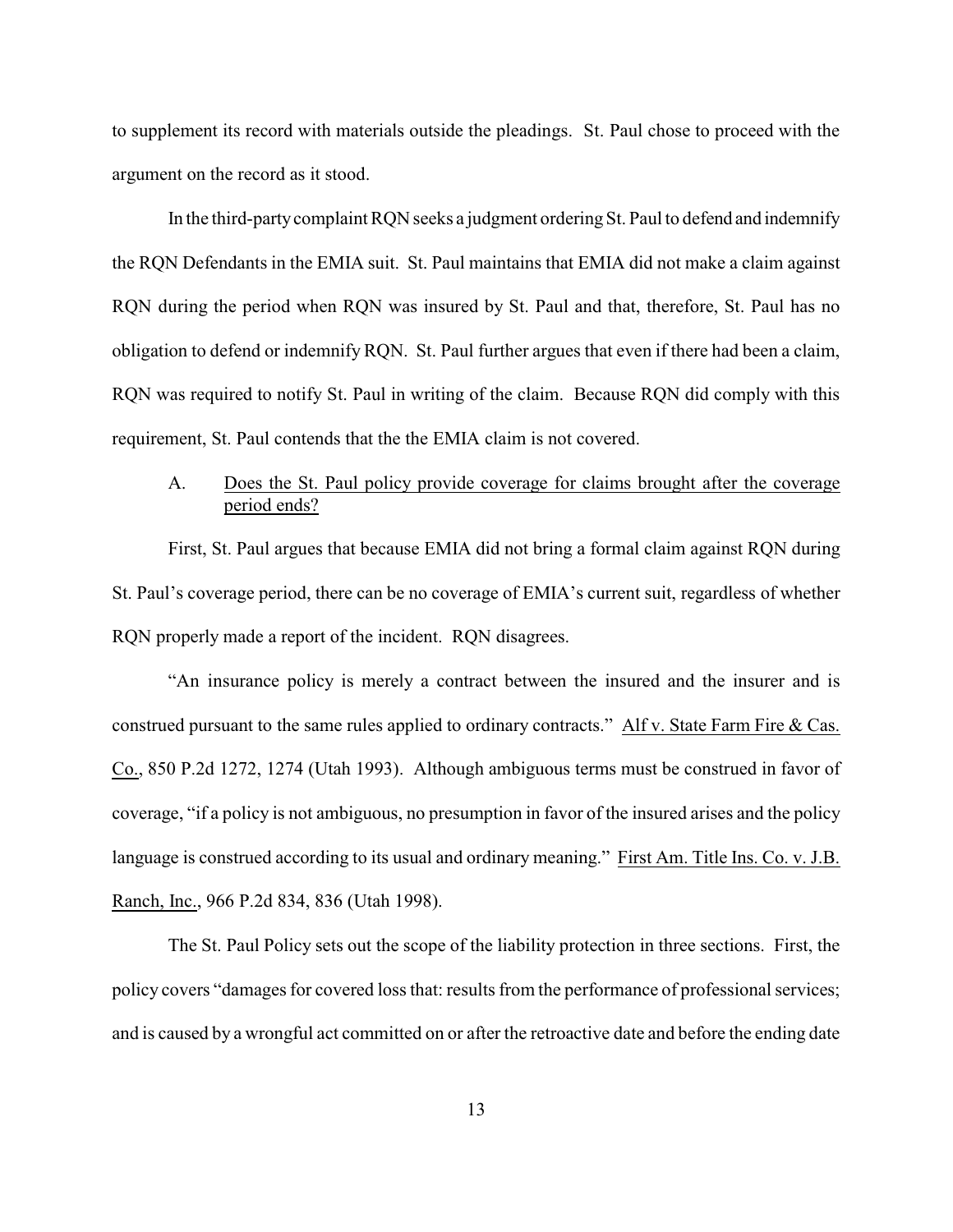to supplement its record with materials outside the pleadings. St. Paul chose to proceed with the argument on the record as it stood.

In the third-party complaint RQN seeks a judgment ordering St. Paul to defend and indemnify the RQN Defendants in the EMIA suit. St. Paul maintains that EMIA did not make a claim against RQN during the period when RQN was insured by St. Paul and that, therefore, St. Paul has no obligation to defend or indemnify RQN. St. Paul further argues that even if there had been a claim, RQN was required to notify St. Paul in writing of the claim. Because RQN did comply with this requirement, St. Paul contends that the the EMIA claim is not covered.

A. <u>Does the St. Paul policy provide coverage for claims brought after the coverage period ends?</u>

First, St. Paul argues that because EMIA did not bring a formal claim against RQN during St. Paul's coverage period, there can be no coverage of EMIA's current suit, regardless of whether RQN properly made a report of the incident. RQN disagrees.

"An insurance policy is merely a contract between the insured and the insurer and is construed pursuant to the same rules applied to ordinary contracts." <u>Alf v. State Farm Fire & Cas. Co.</u>, 850 P.2d 1272, 1274 (Utah 1993). Although ambiguous terms must be construed in favor of coverage, "if a policy is not ambiguous, no presumption in favor of the insured arises and the policy language is construed according to its usual and ordinary meaning." <u>First Am. Title Ins. Co. v. J.B. Ranch, Inc.</u>, 966 P.2d 834, 836 (Utah 1998).

The St. Paul Policy sets out the scope of the liability protection in three sections. First, the policy covers "damages for covered loss that: results from the performance of professional services; and is caused by a wrongful act committed on or after the retroactive date and before the ending date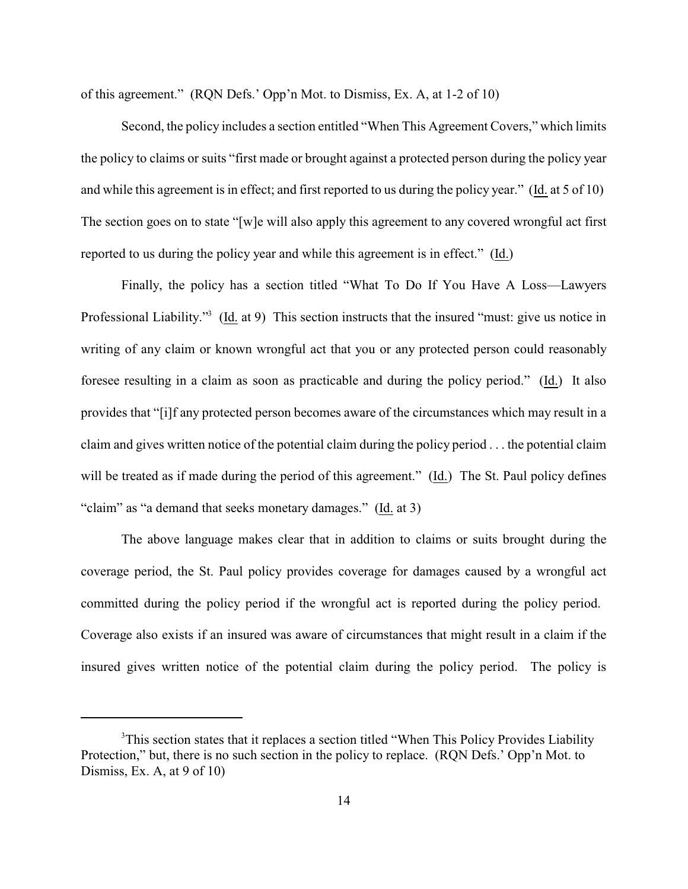of this agreement." (RQN Defs.' Opp'n Mot. to Dismiss, Ex. A, at 1-2 of 10)

Second, the policy includes a section entitled "When This Agreement Covers," which limits the policy to claims or suits "first made or brought against a protected person during the policy year and while this agreement is in effect; and first reported to us during the policy year." (Id. at 5 of 10) The section goes on to state "[w]e will also apply this agreement to any covered wrongful act first reported to us during the policy year and while this agreement is in effect." (Id.)

Finally, the policy has a section titled "What To Do If You Have A Loss—Lawyers Professional Liability."[3] (Id. at 9) This section instructs that the insured "must: give us notice in writing of any claim or known wrongful act that you or any protected person could reasonably foresee resulting in a claim as soon as practicable and during the policy period." (Id.) It also provides that "[i]f any protected person becomes aware of the circumstances which may result in a claim and gives written notice of the potential claim during the policy period . . . the potential claim will be treated as if made during the period of this agreement." (Id.) The St. Paul policy defines "claim" as "a demand that seeks monetary damages." (Id. at 3)

The above language makes clear that in addition to claims or suits brought during the coverage period, the St. Paul policy provides coverage for damages caused by a wrongful act committed during the policy period if the wrongful act is reported during the policy period. Coverage also exists if an insured was aware of circumstances that might result in a claim if the insured gives written notice of the potential claim during the policy period. The policy is

[3] This section states that it replaces a section titled "When This Policy Provides Liability Protection," but, there is no such section in the policy to replace. (RQN Defs.' Opp'n Mot. to Dismiss, Ex. A, at 9 of 10)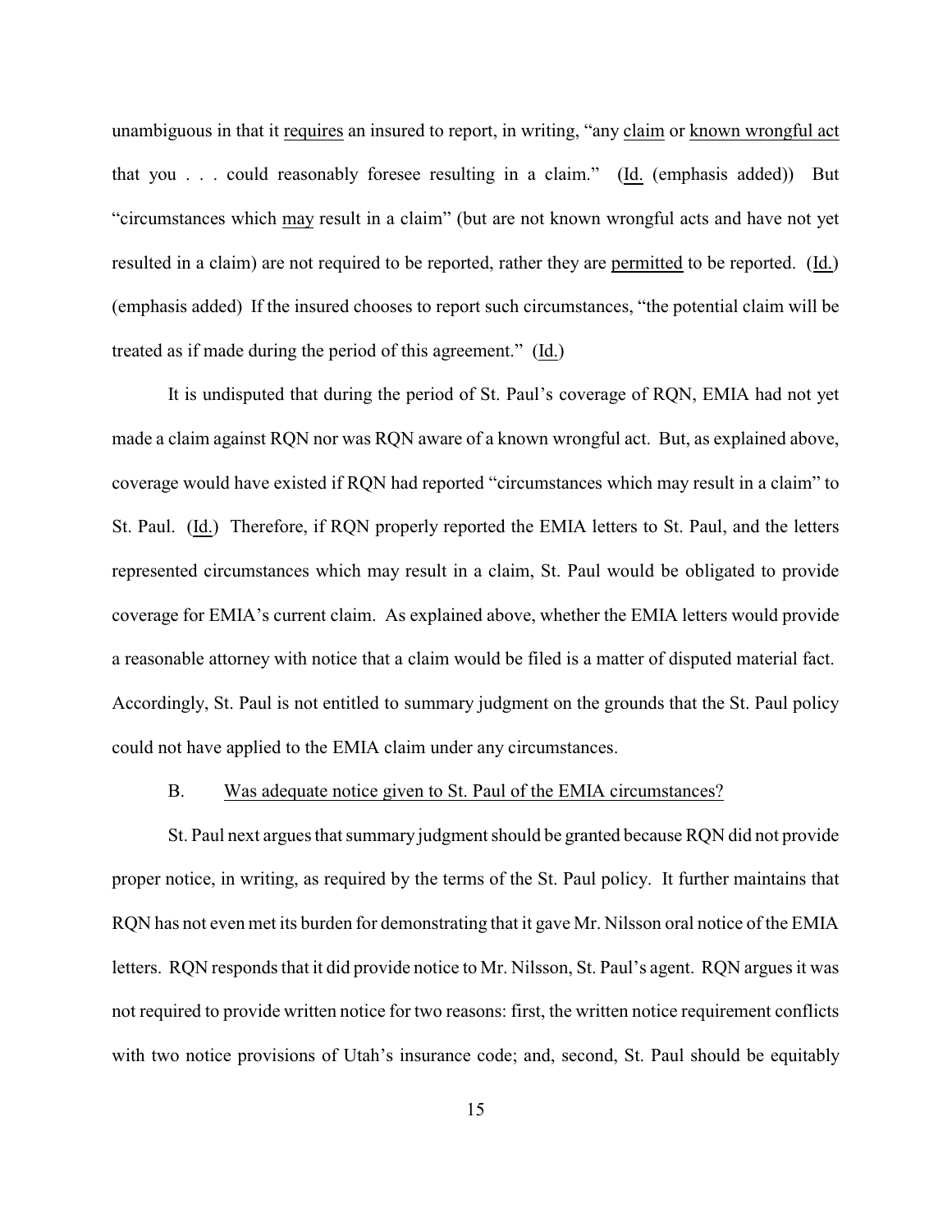unambiguous in that it requires an insured to report, in writing, "any claim or known wrongful act that you . . . could reasonably foresee resulting in a claim." (Id. (emphasis added)) But "circumstances which may result in a claim" (but are not known wrongful acts and have not yet resulted in a claim) are not required to be reported, rather they are permitted to be reported. (Id.) (emphasis added) If the insured chooses to report such circumstances, "the potential claim will be treated as if made during the period of this agreement." (Id.)

It is undisputed that during the period of St. Paul's coverage of RQN, EMIA had not yet made a claim against RQN nor was RQN aware of a known wrongful act. But, as explained above, coverage would have existed if RQN had reported "circumstances which may result in a claim" to St. Paul. (Id.) Therefore, if RQN properly reported the EMIA letters to St. Paul, and the letters represented circumstances which may result in a claim, St. Paul would be obligated to provide coverage for EMIA's current claim. As explained above, whether the EMIA letters would provide a reasonable attorney with notice that a claim would be filed is a matter of disputed material fact. Accordingly, St. Paul is not entitled to summary judgment on the grounds that the St. Paul policy could not have applied to the EMIA claim under any circumstances.

### B. Was adequate notice given to St. Paul of the EMIA circumstances?

St. Paul next argues that summary judgment should be granted because RQN did not provide proper notice, in writing, as required by the terms of the St. Paul policy. It further maintains that RQN has not even met its burden for demonstrating that it gave Mr. Nilsson oral notice of the EMIA letters. RQN responds that it did provide notice to Mr. Nilsson, St. Paul's agent. RQN argues it was not required to provide written notice for two reasons: first, the written notice requirement conflicts with two notice provisions of Utah's insurance code; and, second, St. Paul should be equitably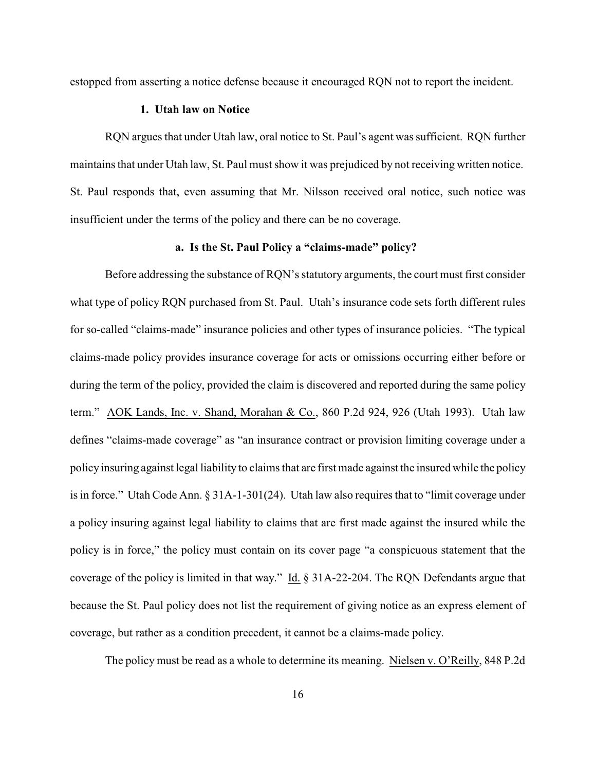estopped from asserting a notice defense because it encouraged RQN not to report the incident.

### 1. Utah law on Notice

RQN argues that under Utah law, oral notice to St. Paul's agent was sufficient. RQN further maintains that under Utah law, St. Paul must show it was prejudiced by not receiving written notice. St. Paul responds that, even assuming that Mr. Nilsson received oral notice, such notice was insufficient under the terms of the policy and there can be no coverage.

#### a. Is the St. Paul Policy a "claims-made" policy?

Before addressing the substance of RQN's statutory arguments, the court must first consider what type of policy RQN purchased from St. Paul. Utah's insurance code sets forth different rules for so-called "claims-made" insurance policies and other types of insurance policies. "The typical claims-made policy provides insurance coverage for acts or omissions occurring either before or during the term of the policy, provided the claim is discovered and reported during the same policy term." AOK Lands, Inc. v. Shand, Morahan & Co., 860 P.2d 924, 926 (Utah 1993). Utah law defines "claims-made coverage" as "an insurance contract or provision limiting coverage under a policy insuring against legal liability to claims that are first made against the insured while the policy is in force." Utah Code Ann. § 31A-1-301(24). Utah law also requires that to "limit coverage under a policy insuring against legal liability to claims that are first made against the insured while the policy is in force," the policy must contain on its cover page "a conspicuous statement that the coverage of the policy is limited in that way." Id. § 31A-22-204. The RQN Defendants argue that because the St. Paul policy does not list the requirement of giving notice as an express element of coverage, but rather as a condition precedent, it cannot be a claims-made policy.

The policy must be read as a whole to determine its meaning. Nielsen v. O'Reilly, 848 P.2d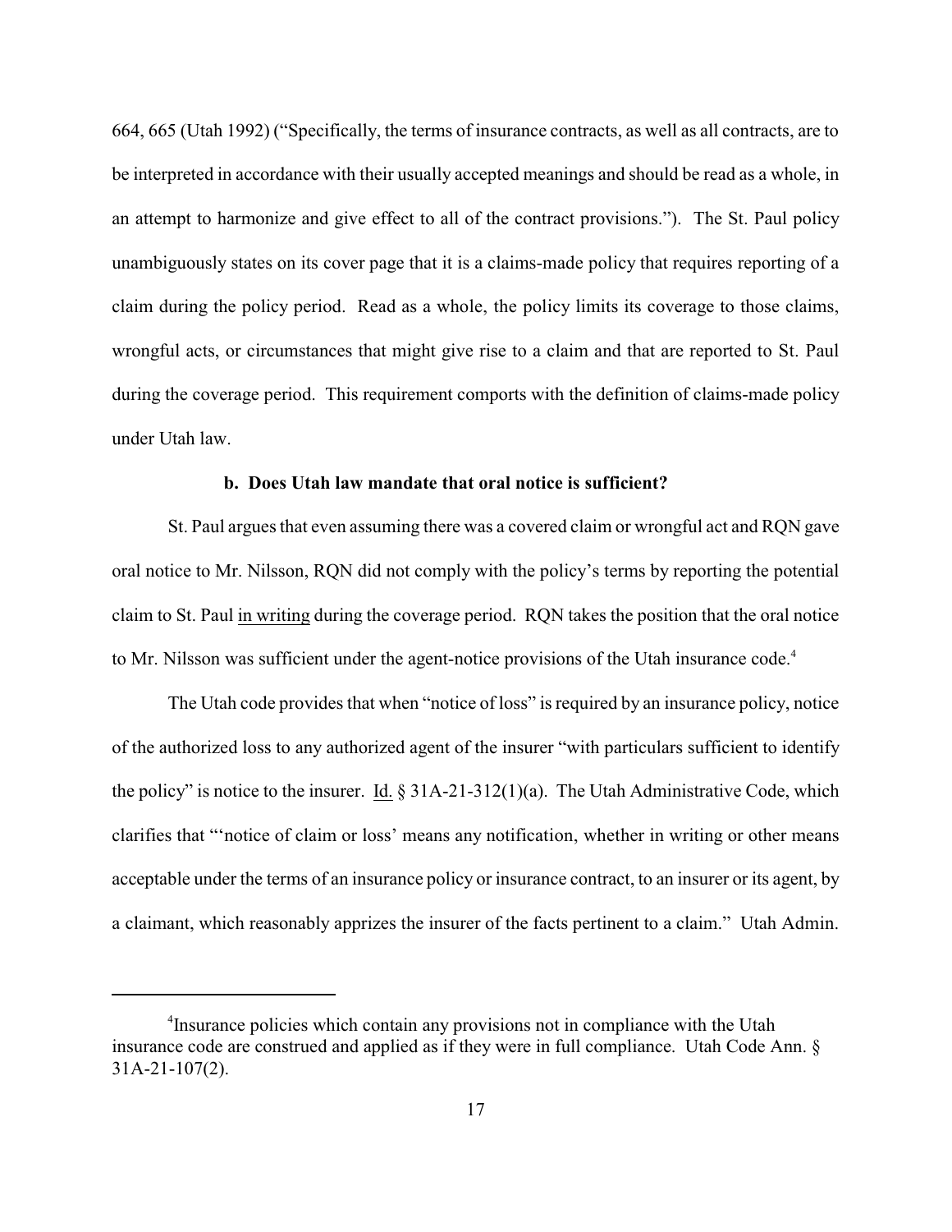664, 665 (Utah 1992) ("Specifically, the terms of insurance contracts, as well as all contracts, are to be interpreted in accordance with their usually accepted meanings and should be read as a whole, in an attempt to harmonize and give effect to all of the contract provisions."). The St. Paul policy unambiguously states on its cover page that it is a claims-made policy that requires reporting of a claim during the policy period. Read as a whole, the policy limits its coverage to those claims, wrongful acts, or circumstances that might give rise to a claim and that are reported to St. Paul during the coverage period. This requirement comports with the definition of claims-made policy under Utah law.

**b. Does Utah law mandate that oral notice is sufficient?**

St. Paul argues that even assuming there was a covered claim or wrongful act and RQN gave oral notice to Mr. Nilsson, RQN did not comply with the policy's terms by reporting the potential claim to St. Paul in writing during the coverage period. RQN takes the position that the oral notice to Mr. Nilsson was sufficient under the agent-notice provisions of the Utah insurance code.[4]

The Utah code provides that when "notice of loss" is required by an insurance policy, notice of the authorized loss to any authorized agent of the insurer "with particulars sufficient to identify the policy" is notice to the insurer. Id. § 31A-21-312(1)(a). The Utah Administrative Code, which clarifies that "'notice of claim or loss' means any notification, whether in writing or other means acceptable under the terms of an insurance policy or insurance contract, to an insurer or its agent, by a claimant, which reasonably apprizes the insurer of the facts pertinent to a claim." Utah Admin.

[4]Insurance policies which contain any provisions not in compliance with the Utah insurance code are construed and applied as if they were in full compliance. Utah Code Ann. § 31A-21-107(2).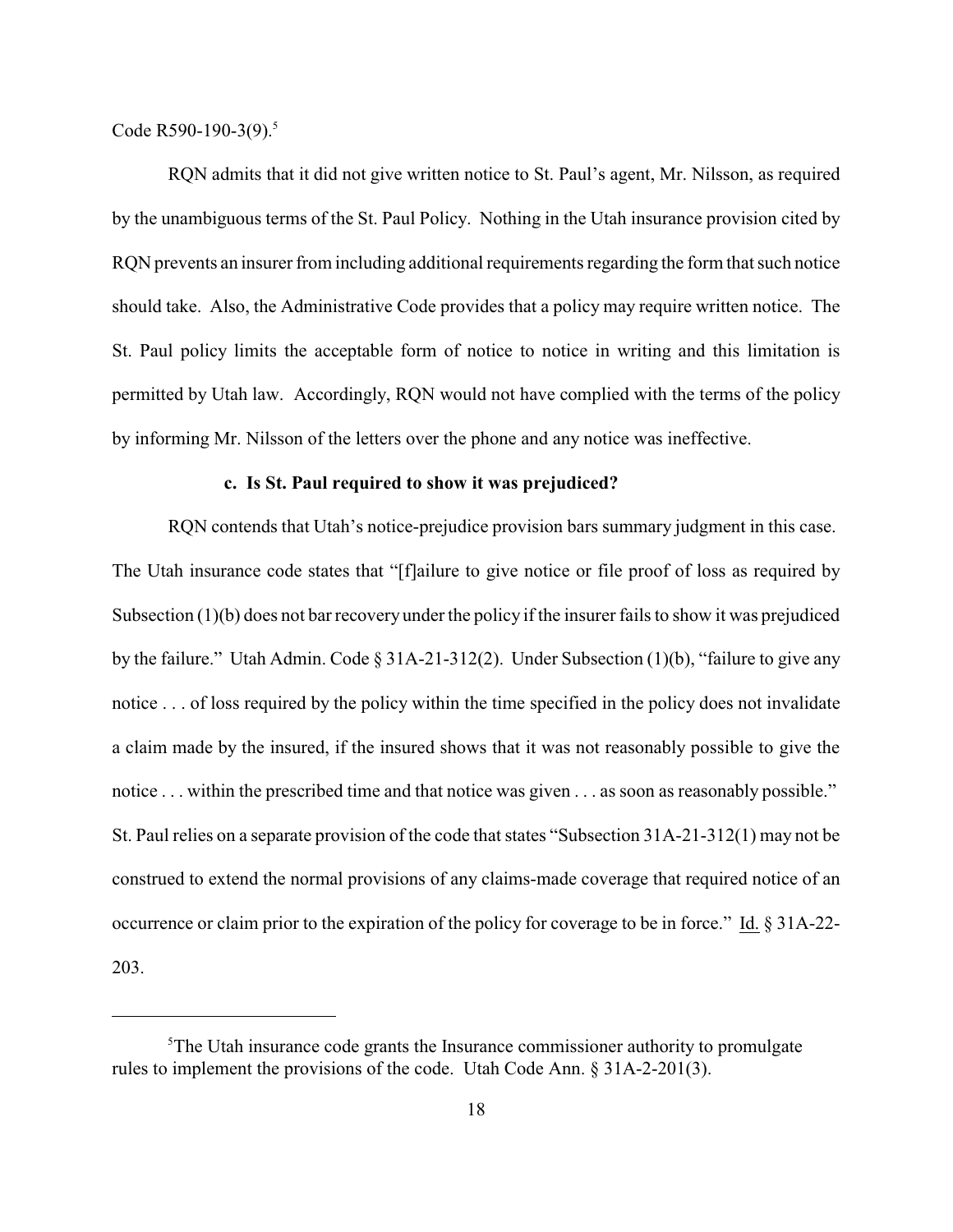Code R590-190-3(9).[5]

RQN admits that it did not give written notice to St. Paul's agent, Mr. Nilsson, as required by the unambiguous terms of the St. Paul Policy. Nothing in the Utah insurance provision cited by RQN prevents an insurer from including additional requirements regarding the form that such notice should take. Also, the Administrative Code provides that a policy may require written notice. The St. Paul policy limits the acceptable form of notice to notice in writing and this limitation is permitted by Utah law. Accordingly, RQN would not have complied with the terms of the policy by informing Mr. Nilsson of the letters over the phone and any notice was ineffective.

**c. Is St. Paul required to show it was prejudiced?**

RQN contends that Utah's notice-prejudice provision bars summary judgment in this case. The Utah insurance code states that "[f]ailure to give notice or file proof of loss as required by Subsection (1)(b) does not bar recovery under the policy if the insurer fails to show it was prejudiced by the failure." Utah Admin. Code § 31A-21-312(2). Under Subsection (1)(b), "failure to give any notice . . . of loss required by the policy within the time specified in the policy does not invalidate a claim made by the insured, if the insured shows that it was not reasonably possible to give the notice . . . within the prescribed time and that notice was given . . . as soon as reasonably possible." St. Paul relies on a separate provision of the code that states "Subsection 31A-21-312(1) may not be construed to extend the normal provisions of any claims-made coverage that required notice of an occurrence or claim prior to the expiration of the policy for coverage to be in force." Id. § 31A-22-203.

---

[5] The Utah insurance code grants the Insurance commissioner authority to promulgate rules to implement the provisions of the code. Utah Code Ann. § 31A-2-201(3).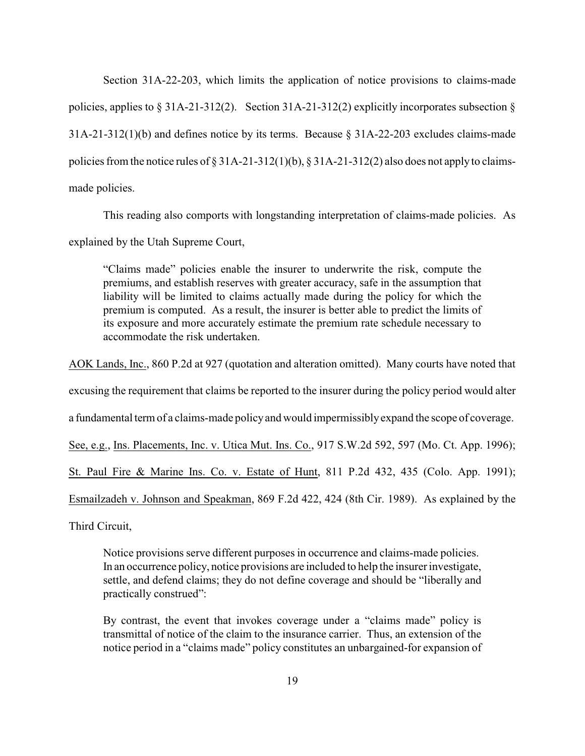Section 31A-22-203, which limits the application of notice provisions to claims-made policies, applies to § 31A-21-312(2). Section 31A-21-312(2) explicitly incorporates subsection § 31A-21-312(1)(b) and defines notice by its terms. Because § 31A-22-203 excludes claims-made policies from the notice rules of § 31A-21-312(1)(b), § 31A-21-312(2) also does not apply to claims-made policies.

This reading also comports with longstanding interpretation of claims-made policies. As explained by the Utah Supreme Court,

> "Claims made" policies enable the insurer to underwrite the risk, compute the premiums, and establish reserves with greater accuracy, safe in the assumption that liability will be limited to claims actually made during the policy for which the premium is computed. As a result, the insurer is better able to predict the limits of its exposure and more accurately estimate the premium rate schedule necessary to accommodate the risk undertaken.

AOK Lands, Inc., 860 P.2d at 927 (quotation and alteration omitted). Many courts have noted that excusing the requirement that claims be reported to the insurer during the policy period would alter a fundamental term of a claims-made policy and would impermissibly expand the scope of coverage. See, e.g., Ins. Placements, Inc. v. Utica Mut. Ins. Co., 917 S.W.2d 592, 597 (Mo. Ct. App. 1996); St. Paul Fire & Marine Ins. Co. v. Estate of Hunt, 811 P.2d 432, 435 (Colo. App. 1991); Esmailzadeh v. Johnson and Speakman, 869 F.2d 422, 424 (8th Cir. 1989). As explained by the Third Circuit,

> Notice provisions serve different purposes in occurrence and claims-made policies. In an occurrence policy, notice provisions are included to help the insurer investigate, settle, and defend claims; they do not define coverage and should be "liberally and practically construed":
>
> By contrast, the event that invokes coverage under a "claims made" policy is transmittal of notice of the claim to the insurance carrier. Thus, an extension of the notice period in a "claims made" policy constitutes an unbargained-for expansion of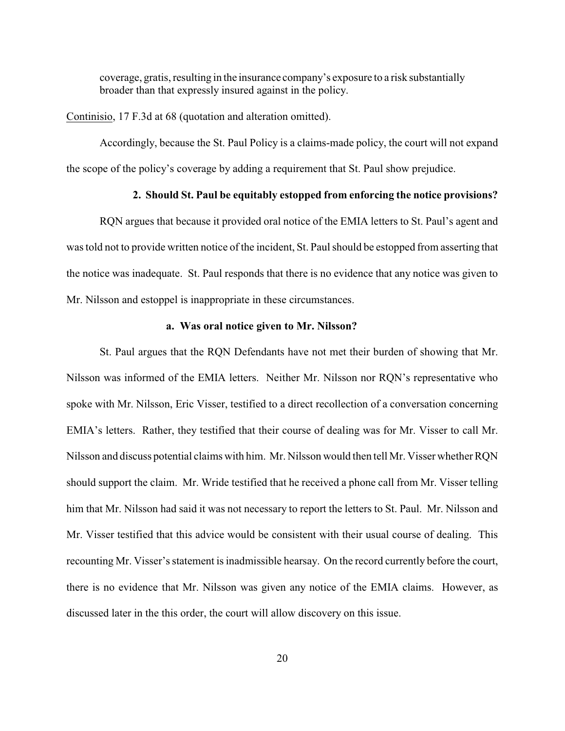coverage, gratis, resulting in the insurance company's exposure to a risk substantially broader than that expressly insured against in the policy.

Continisio, 17 F.3d at 68 (quotation and alteration omitted).

Accordingly, because the St. Paul Policy is a claims-made policy, the court will not expand the scope of the policy's coverage by adding a requirement that St. Paul show prejudice.

**2. Should St. Paul be equitably estopped from enforcing the notice provisions?**

RQN argues that because it provided oral notice of the EMIA letters to St. Paul's agent and was told not to provide written notice of the incident, St. Paul should be estopped from asserting that the notice was inadequate. St. Paul responds that there is no evidence that any notice was given to Mr. Nilsson and estoppel is inappropriate in these circumstances.

**a. Was oral notice given to Mr. Nilsson?**

St. Paul argues that the RQN Defendants have not met their burden of showing that Mr. Nilsson was informed of the EMIA letters. Neither Mr. Nilsson nor RQN's representative who spoke with Mr. Nilsson, Eric Visser, testified to a direct recollection of a conversation concerning EMIA's letters. Rather, they testified that their course of dealing was for Mr. Visser to call Mr. Nilsson and discuss potential claims with him. Mr. Nilsson would then tell Mr. Visser whether RQN should support the claim. Mr. Wride testified that he received a phone call from Mr. Visser telling him that Mr. Nilsson had said it was not necessary to report the letters to St. Paul. Mr. Nilsson and Mr. Visser testified that this advice would be consistent with their usual course of dealing. This recounting Mr. Visser's statement is inadmissible hearsay. On the record currently before the court, there is no evidence that Mr. Nilsson was given any notice of the EMIA claims. However, as discussed later in the this order, the court will allow discovery on this issue.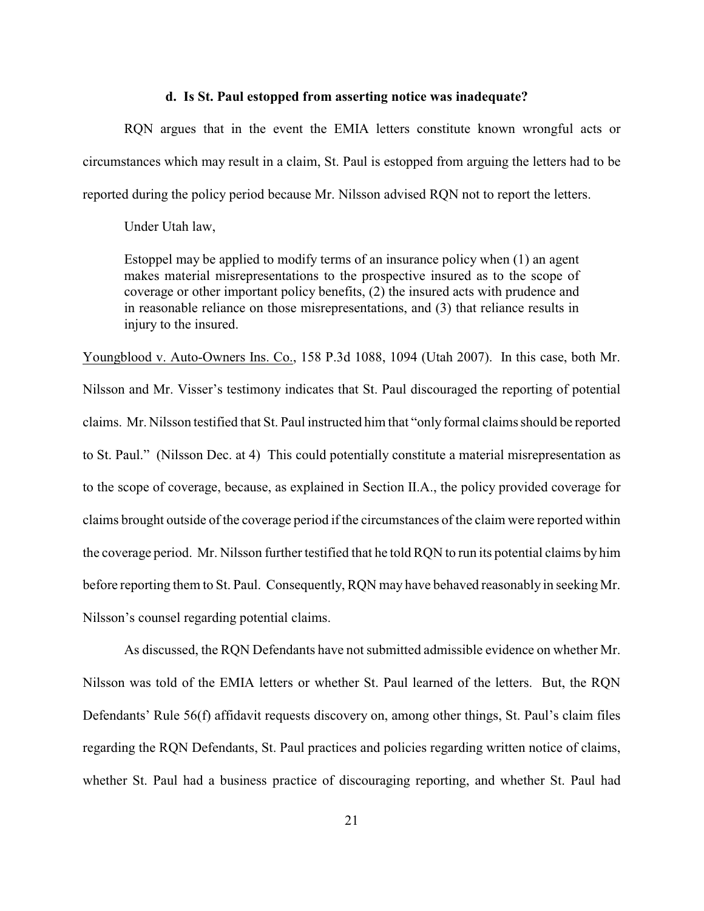#### d. Is St. Paul estopped from asserting notice was inadequate?

RQN argues that in the event the EMIA letters constitute known wrongful acts or circumstances which may result in a claim, St. Paul is estopped from arguing the letters had to be reported during the policy period because Mr. Nilsson advised RQN not to report the letters.

Under Utah law,

> Estoppel may be applied to modify terms of an insurance policy when (1) an agent makes material misrepresentations to the prospective insured as to the scope of coverage or other important policy benefits, (2) the insured acts with prudence and in reasonable reliance on those misrepresentations, and (3) that reliance results in injury to the insured.

Youngblood v. Auto-Owners Ins. Co., 158 P.3d 1088, 1094 (Utah 2007). In this case, both Mr. Nilsson and Mr. Visser's testimony indicates that St. Paul discouraged the reporting of potential claims. Mr. Nilsson testified that St. Paul instructed him that "only formal claims should be reported to St. Paul." (Nilsson Dec. at 4) This could potentially constitute a material misrepresentation as to the scope of coverage, because, as explained in Section II.A., the policy provided coverage for claims brought outside of the coverage period if the circumstances of the claim were reported within the coverage period. Mr. Nilsson further testified that he told RQN to run its potential claims by him before reporting them to St. Paul. Consequently, RQN may have behaved reasonably in seeking Mr. Nilsson's counsel regarding potential claims.

As discussed, the RQN Defendants have not submitted admissible evidence on whether Mr. Nilsson was told of the EMIA letters or whether St. Paul learned of the letters. But, the RQN Defendants' Rule 56(f) affidavit requests discovery on, among other things, St. Paul's claim files regarding the RQN Defendants, St. Paul practices and policies regarding written notice of claims, whether St. Paul had a business practice of discouraging reporting, and whether St. Paul had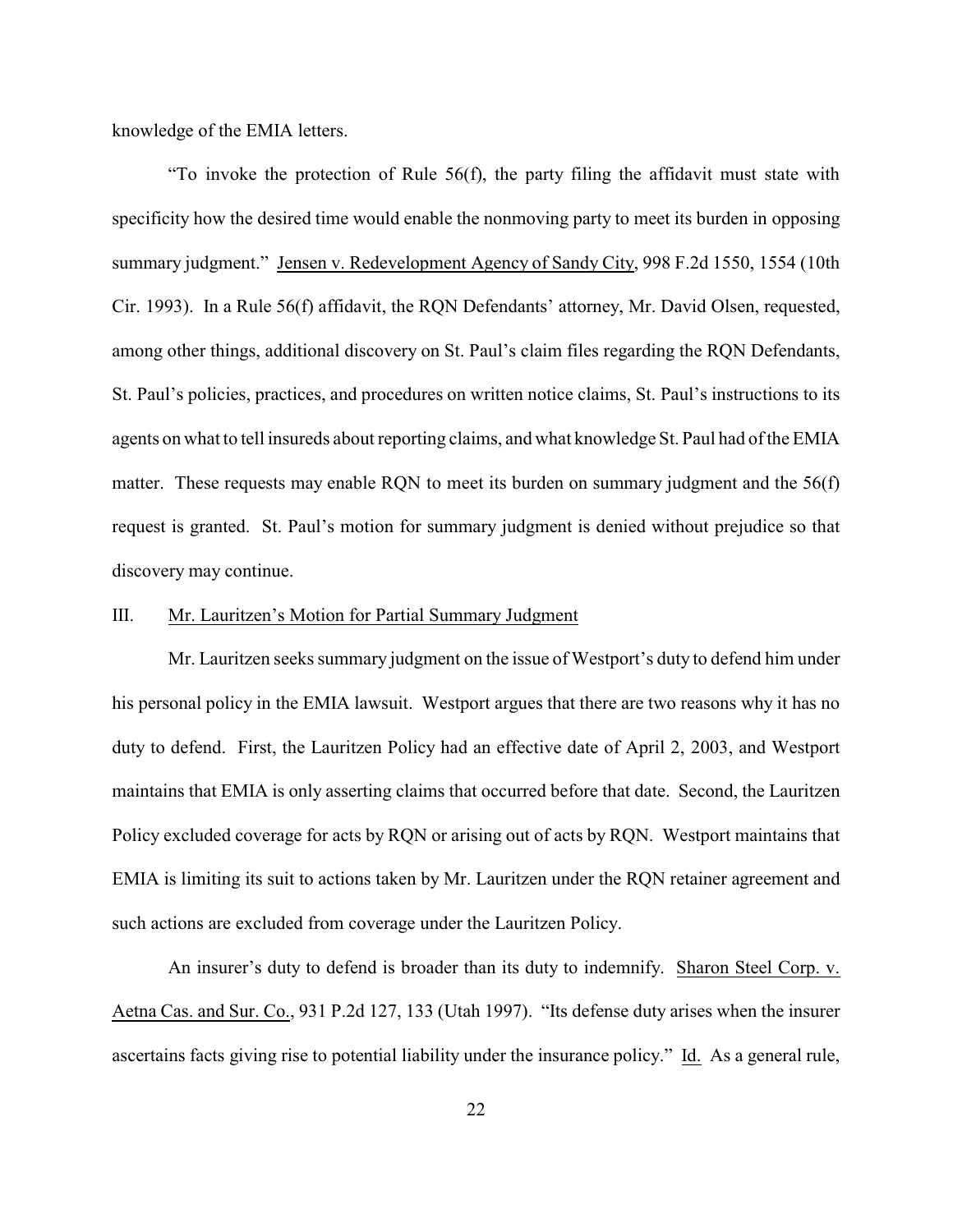knowledge of the EMIA letters.

"To invoke the protection of Rule 56(f), the party filing the affidavit must state with specificity how the desired time would enable the nonmoving party to meet its burden in opposing summary judgment." Jensen v. Redevelopment Agency of Sandy City, 998 F.2d 1550, 1554 (10th Cir. 1993). In a Rule 56(f) affidavit, the RQN Defendants' attorney, Mr. David Olsen, requested, among other things, additional discovery on St. Paul's claim files regarding the RQN Defendants, St. Paul's policies, practices, and procedures on written notice claims, St. Paul's instructions to its agents on what to tell insureds about reporting claims, and what knowledge St. Paul had of the EMIA matter. These requests may enable RQN to meet its burden on summary judgment and the 56(f) request is granted. St. Paul's motion for summary judgment is denied without prejudice so that discovery may continue.

## III. Mr. Lauritzen's Motion for Partial Summary Judgment

Mr. Lauritzen seeks summary judgment on the issue of Westport's duty to defend him under his personal policy in the EMIA lawsuit. Westport argues that there are two reasons why it has no duty to defend. First, the Lauritzen Policy had an effective date of April 2, 2003, and Westport maintains that EMIA is only asserting claims that occurred before that date. Second, the Lauritzen Policy excluded coverage for acts by RQN or arising out of acts by RQN. Westport maintains that EMIA is limiting its suit to actions taken by Mr. Lauritzen under the RQN retainer agreement and such actions are excluded from coverage under the Lauritzen Policy.

An insurer's duty to defend is broader than its duty to indemnify. Sharon Steel Corp. v. Aetna Cas. and Sur. Co., 931 P.2d 127, 133 (Utah 1997). "Its defense duty arises when the insurer ascertains facts giving rise to potential liability under the insurance policy." Id. As a general rule,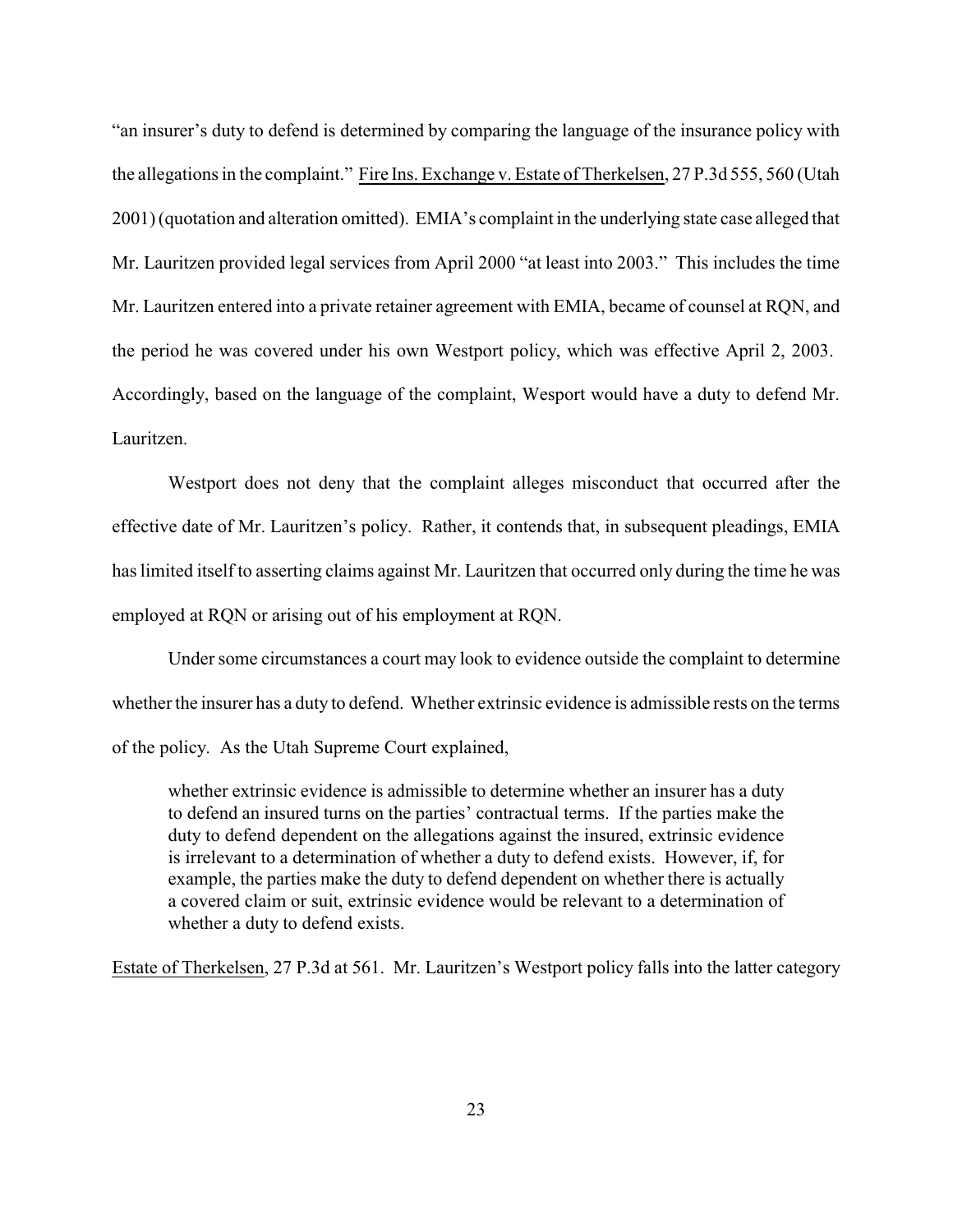"an insurer's duty to defend is determined by comparing the language of the insurance policy with the allegations in the complaint." Fire Ins. Exchange v. Estate of Therkelsen, 27 P.3d 555, 560 (Utah 2001) (quotation and alteration omitted). EMIA's complaint in the underlying state case alleged that Mr. Lauritzen provided legal services from April 2000 "at least into 2003." This includes the time Mr. Lauritzen entered into a private retainer agreement with EMIA, became of counsel at RQN, and the period he was covered under his own Westport policy, which was effective April 2, 2003. Accordingly, based on the language of the complaint, Wesport would have a duty to defend Mr. Lauritzen.

Westport does not deny that the complaint alleges misconduct that occurred after the effective date of Mr. Lauritzen's policy. Rather, it contends that, in subsequent pleadings, EMIA has limited itself to asserting claims against Mr. Lauritzen that occurred only during the time he was employed at RQN or arising out of his employment at RQN.

Under some circumstances a court may look to evidence outside the complaint to determine whether the insurer has a duty to defend. Whether extrinsic evidence is admissible rests on the terms of the policy. As the Utah Supreme Court explained,

> whether extrinsic evidence is admissible to determine whether an insurer has a duty to defend an insured turns on the parties' contractual terms. If the parties make the duty to defend dependent on the allegations against the insured, extrinsic evidence is irrelevant to a determination of whether a duty to defend exists. However, if, for example, the parties make the duty to defend dependent on whether there is actually a covered claim or suit, extrinsic evidence would be relevant to a determination of whether a duty to defend exists.

Estate of Therkelsen, 27 P.3d at 561. Mr. Lauritzen's Westport policy falls into the latter category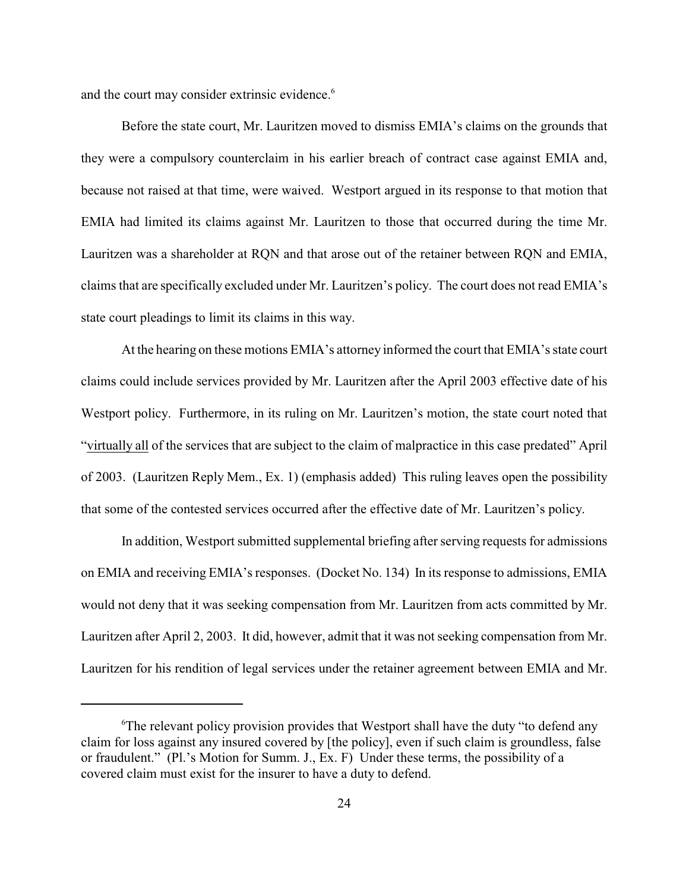and the court may consider extrinsic evidence.[6]

Before the state court, Mr. Lauritzen moved to dismiss EMIA's claims on the grounds that they were a compulsory counterclaim in his earlier breach of contract case against EMIA and, because not raised at that time, were waived. Westport argued in its response to that motion that EMIA had limited its claims against Mr. Lauritzen to those that occurred during the time Mr. Lauritzen was a shareholder at RQN and that arose out of the retainer between RQN and EMIA, claims that are specifically excluded under Mr. Lauritzen's policy. The court does not read EMIA's state court pleadings to limit its claims in this way.

At the hearing on these motions EMIA's attorney informed the court that EMIA's state court claims could include services provided by Mr. Lauritzen after the April 2003 effective date of his Westport policy. Furthermore, in its ruling on Mr. Lauritzen's motion, the state court noted that "virtually all of the services that are subject to the claim of malpractice in this case predated" April of 2003. (Lauritzen Reply Mem., Ex. 1) (emphasis added) This ruling leaves open the possibility that some of the contested services occurred after the effective date of Mr. Lauritzen's policy.

In addition, Westport submitted supplemental briefing after serving requests for admissions on EMIA and receiving EMIA's responses. (Docket No. 134) In its response to admissions, EMIA would not deny that it was seeking compensation from Mr. Lauritzen from acts committed by Mr. Lauritzen after April 2, 2003. It did, however, admit that it was not seeking compensation from Mr. Lauritzen for his rendition of legal services under the retainer agreement between EMIA and Mr.

---

[6] The relevant policy provision provides that Westport shall have the duty "to defend any claim for loss against any insured covered by [the policy], even if such claim is groundless, false or fraudulent." (Pl.'s Motion for Summ. J., Ex. F) Under these terms, the possibility of a covered claim must exist for the insurer to have a duty to defend.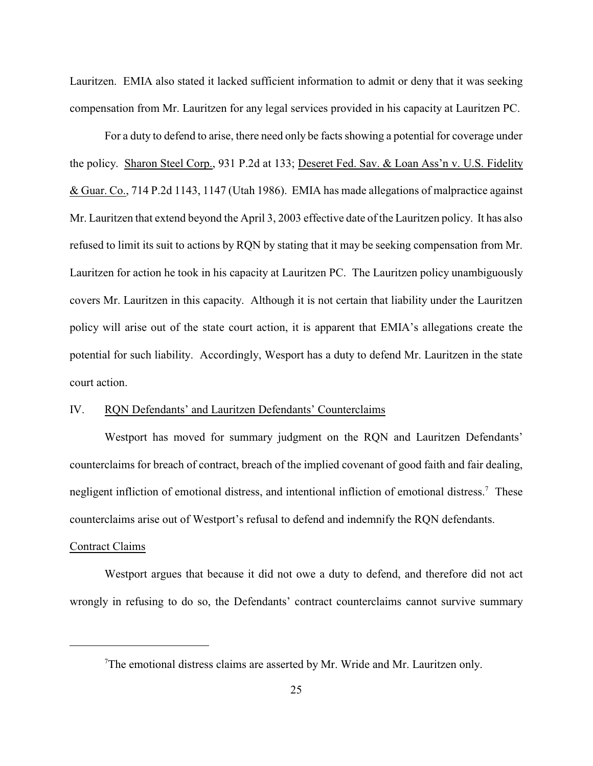Lauritzen. EMIA also stated it lacked sufficient information to admit or deny that it was seeking compensation from Mr. Lauritzen for any legal services provided in his capacity at Lauritzen PC.

For a duty to defend to arise, there need only be facts showing a potential for coverage under the policy. Sharon Steel Corp., 931 P.2d at 133; Deseret Fed. Sav. & Loan Ass'n v. U.S. Fidelity & Guar. Co., 714 P.2d 1143, 1147 (Utah 1986). EMIA has made allegations of malpractice against Mr. Lauritzen that extend beyond the April 3, 2003 effective date of the Lauritzen policy. It has also refused to limit its suit to actions by RQN by stating that it may be seeking compensation from Mr. Lauritzen for action he took in his capacity at Lauritzen PC. The Lauritzen policy unambiguously covers Mr. Lauritzen in this capacity. Although it is not certain that liability under the Lauritzen policy will arise out of the state court action, it is apparent that EMIA's allegations create the potential for such liability. Accordingly, Wesport has a duty to defend Mr. Lauritzen in the state court action.

## IV. RQN Defendants' and Lauritzen Defendants' Counterclaims

Westport has moved for summary judgment on the RQN and Lauritzen Defendants' counterclaims for breach of contract, breach of the implied covenant of good faith and fair dealing, negligent infliction of emotional distress, and intentional infliction of emotional distress.[7] These counterclaims arise out of Westport's refusal to defend and indemnify the RQN defendants.

### Contract Claims

Westport argues that because it did not owe a duty to defend, and therefore did not act wrongly in refusing to do so, the Defendants' contract counterclaims cannot survive summary

---

[7] The emotional distress claims are asserted by Mr. Wride and Mr. Lauritzen only.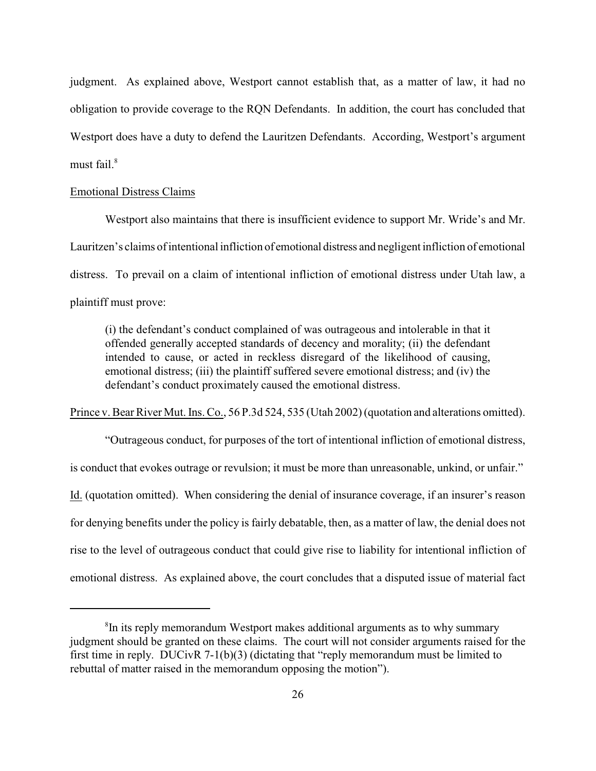judgment. As explained above, Westport cannot establish that, as a matter of law, it had no obligation to provide coverage to the RQN Defendants. In addition, the court has concluded that Westport does have a duty to defend the Lauritzen Defendants. According, Westport's argument must fail.[8]

Emotional Distress Claims

Westport also maintains that there is insufficient evidence to support Mr. Wride's and Mr. Lauritzen's claims of intentional infliction of emotional distress and negligent infliction of emotional distress. To prevail on a claim of intentional infliction of emotional distress under Utah law, a plaintiff must prove:

> (i) the defendant's conduct complained of was outrageous and intolerable in that it offended generally accepted standards of decency and morality; (ii) the defendant intended to cause, or acted in reckless disregard of the likelihood of causing, emotional distress; (iii) the plaintiff suffered severe emotional distress; and (iv) the defendant's conduct proximately caused the emotional distress.

Prince v. Bear River Mut. Ins. Co., 56 P.3d 524, 535 (Utah 2002) (quotation and alterations omitted).

"Outrageous conduct, for purposes of the tort of intentional infliction of emotional distress, is conduct that evokes outrage or revulsion; it must be more than unreasonable, unkind, or unfair." Id. (quotation omitted). When considering the denial of insurance coverage, if an insurer's reason for denying benefits under the policy is fairly debatable, then, as a matter of law, the denial does not rise to the level of outrageous conduct that could give rise to liability for intentional infliction of emotional distress. As explained above, the court concludes that a disputed issue of material fact

---

[8] In its reply memorandum Westport makes additional arguments as to why summary judgment should be granted on these claims. The court will not consider arguments raised for the first time in reply. DUCivR 7-1(b)(3) (dictating that "reply memorandum must be limited to rebuttal of matter raised in the memorandum opposing the motion").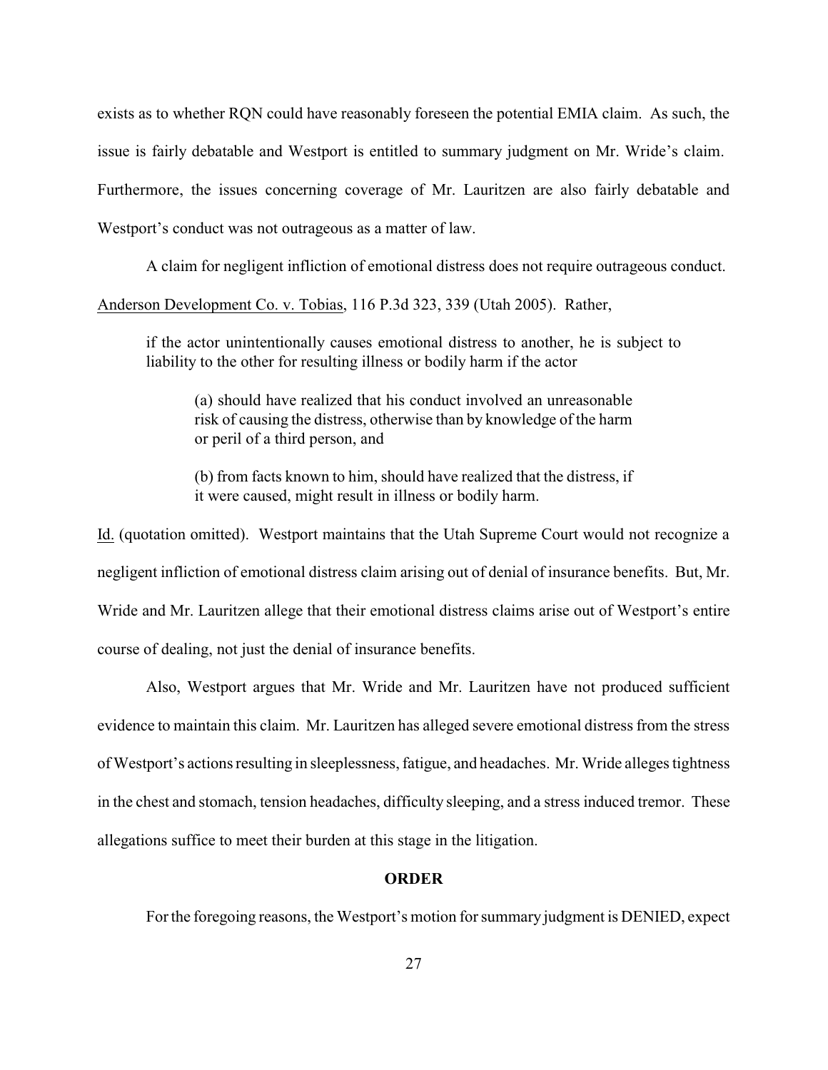exists as to whether RQN could have reasonably foreseen the potential EMIA claim. As such, the issue is fairly debatable and Westport is entitled to summary judgment on Mr. Wride's claim. Furthermore, the issues concerning coverage of Mr. Lauritzen are also fairly debatable and Westport's conduct was not outrageous as a matter of law.

A claim for negligent infliction of emotional distress does not require outrageous conduct. Anderson Development Co. v. Tobias, 116 P.3d 323, 339 (Utah 2005). Rather,

> if the actor unintentionally causes emotional distress to another, he is subject to liability to the other for resulting illness or bodily harm if the actor
>
> > (a) should have realized that his conduct involved an unreasonable risk of causing the distress, otherwise than by knowledge of the harm or peril of a third person, and
> >
> > (b) from facts known to him, should have realized that the distress, if it were caused, might result in illness or bodily harm.

Id. (quotation omitted). Westport maintains that the Utah Supreme Court would not recognize a negligent infliction of emotional distress claim arising out of denial of insurance benefits. But, Mr. Wride and Mr. Lauritzen allege that their emotional distress claims arise out of Westport's entire course of dealing, not just the denial of insurance benefits.

Also, Westport argues that Mr. Wride and Mr. Lauritzen have not produced sufficient evidence to maintain this claim. Mr. Lauritzen has alleged severe emotional distress from the stress of Westport's actions resulting in sleeplessness, fatigue, and headaches. Mr. Wride alleges tightness in the chest and stomach, tension headaches, difficulty sleeping, and a stress induced tremor. These allegations suffice to meet their burden at this stage in the litigation.

## ORDER

For the foregoing reasons, the Westport's motion for summary judgment is DENIED, expect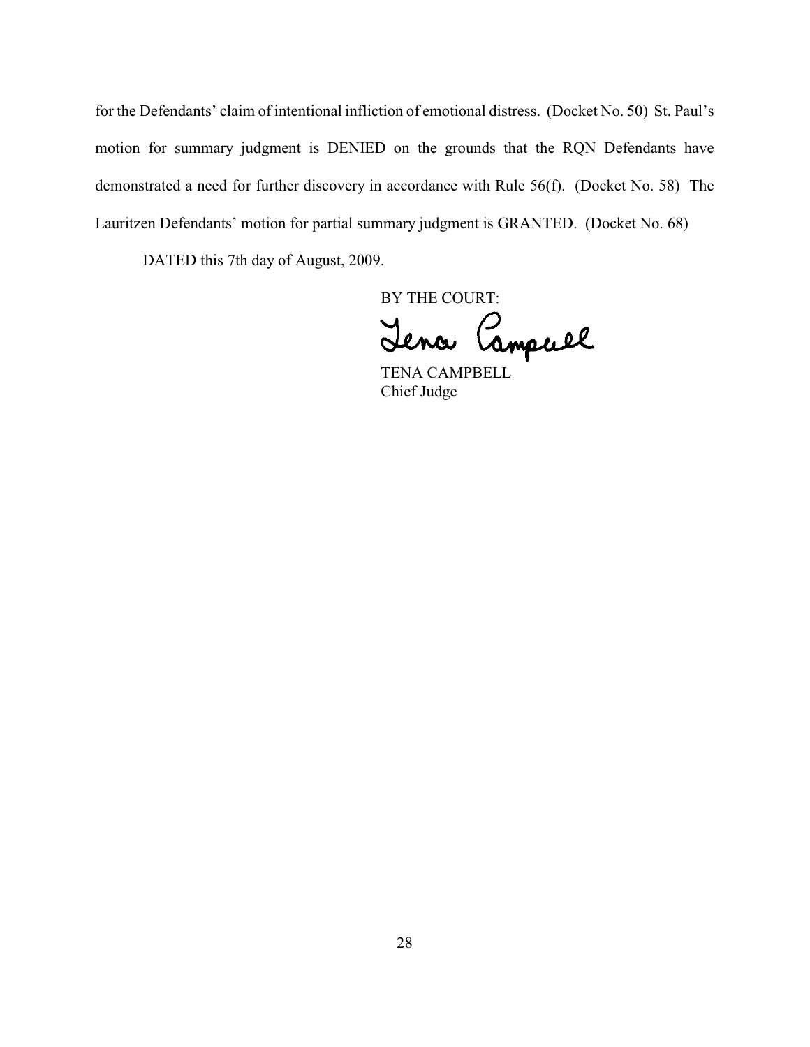for the Defendants' claim of intentional infliction of emotional distress. (Docket No. 50) St. Paul's motion for summary judgment is DENIED on the grounds that the RQN Defendants have demonstrated a need for further discovery in accordance with Rule 56(f). (Docket No. 58) The Lauritzen Defendants' motion for partial summary judgment is GRANTED. (Docket No. 68)

DATED this 7th day of August, 2009.

BY THE COURT:

Tena Campbell

TENA CAMPBELL
Chief Judge